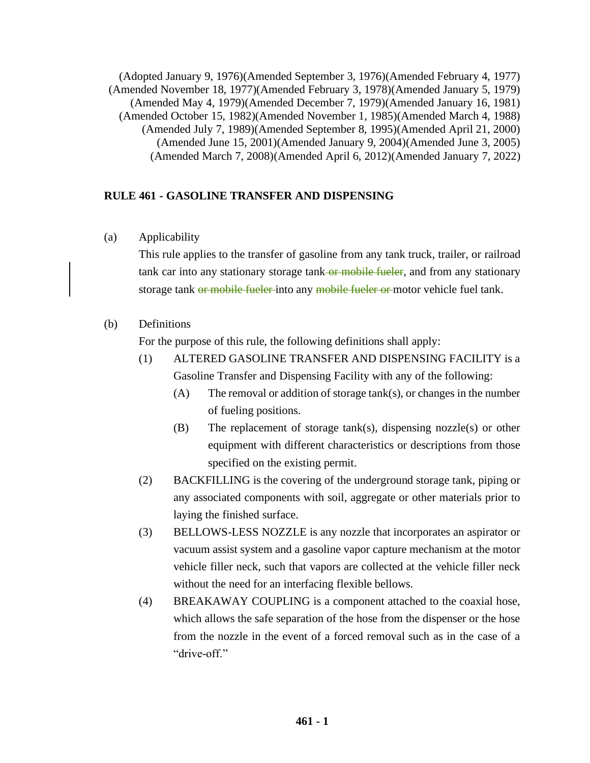(Adopted January 9, 1976)(Amended September 3, 1976)(Amended February 4, 1977)
(Amended November 18, 1977)(Amended February 3, 1978)(Amended January 5, 1979)
(Amended May 4, 1979)(Amended December 7, 1979)(Amended January 16, 1981)
(Amended October 15, 1982)(Amended November 1, 1985)(Amended March 4, 1988)
(Amended July 7, 1989)(Amended September 8, 1995)(Amended April 21, 2000)
(Amended June 15, 2001)(Amended January 9, 2004)(Amended June 3, 2005)
(Amended March 7, 2008)(Amended April 6, 2012)(Amended January 7, 2022)

**RULE 461 - GASOLINE TRANSFER AND DISPENSING**

(a) Applicability

This rule applies to the transfer of gasoline from any tank truck, trailer, or railroad tank car into any stationary storage tank ~~or mobile fueler~~, and from any stationary storage tank ~~or mobile fueler~~ into any ~~mobile fueler or~~ motor vehicle fuel tank.

(b) Definitions

For the purpose of this rule, the following definitions shall apply:

(1) ALTERED GASOLINE TRANSFER AND DISPENSING FACILITY is a Gasoline Transfer and Dispensing Facility with any of the following:

(A) The removal or addition of storage tank(s), or changes in the number of fueling positions.

(B) The replacement of storage tank(s), dispensing nozzle(s) or other equipment with different characteristics or descriptions from those specified on the existing permit.

(2) BACKFILLING is the covering of the underground storage tank, piping or any associated components with soil, aggregate or other materials prior to laying the finished surface.

(3) BELLOWS-LESS NOZZLE is any nozzle that incorporates an aspirator or vacuum assist system and a gasoline vapor capture mechanism at the motor vehicle filler neck, such that vapors are collected at the vehicle filler neck without the need for an interfacing flexible bellows.

(4) BREAKAWAY COUPLING is a component attached to the coaxial hose, which allows the safe separation of the hose from the dispenser or the hose from the nozzle in the event of a forced removal such as in the case of a "drive-off."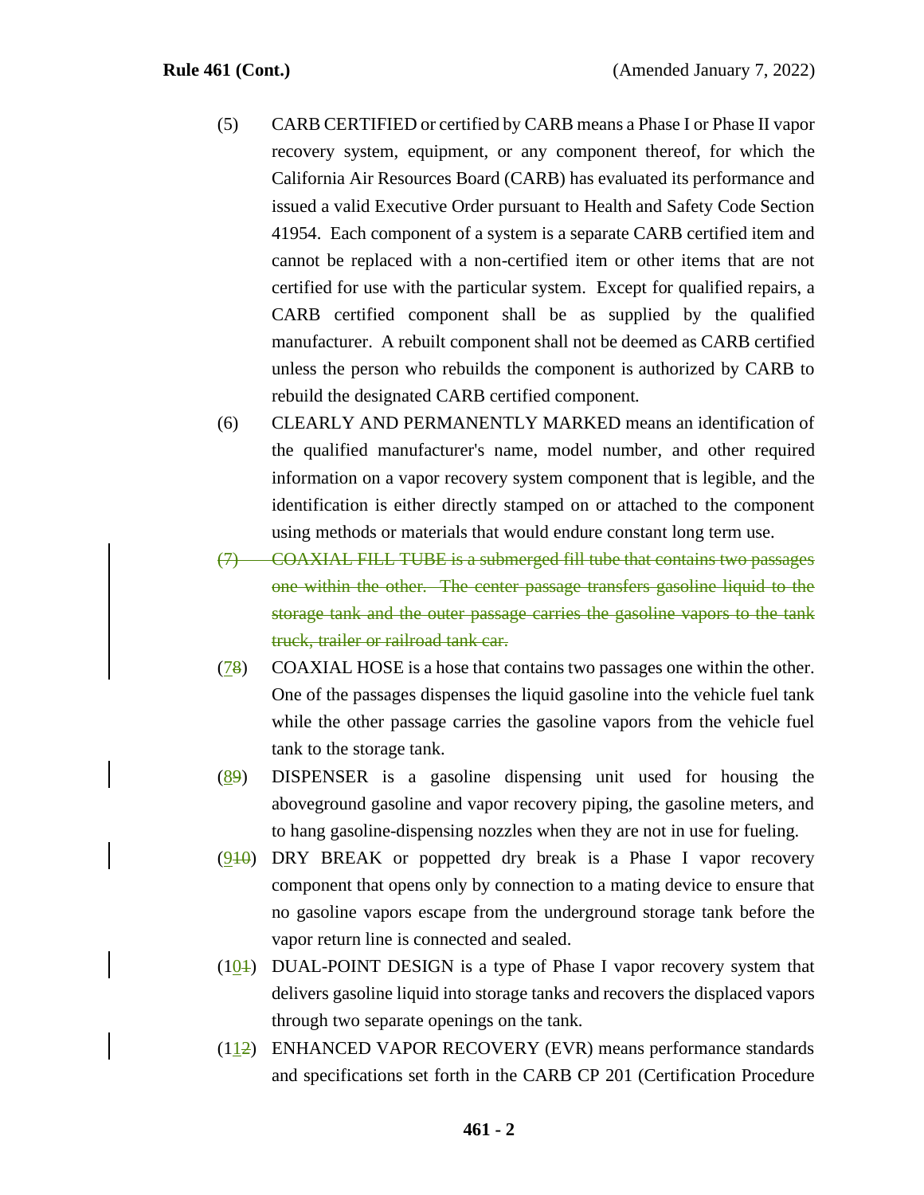(5) CARB CERTIFIED or certified by CARB means a Phase I or Phase II vapor recovery system, equipment, or any component thereof, for which the California Air Resources Board (CARB) has evaluated its performance and issued a valid Executive Order pursuant to Health and Safety Code Section 41954. Each component of a system is a separate CARB certified item and cannot be replaced with a non-certified item or other items that are not certified for use with the particular system. Except for qualified repairs, a CARB certified component shall be as supplied by the qualified manufacturer. A rebuilt component shall not be deemed as CARB certified unless the person who rebuilds the component is authorized by CARB to rebuild the designated CARB certified component.

(6) CLEARLY AND PERMANENTLY MARKED means an identification of the qualified manufacturer's name, model number, and other required information on a vapor recovery system component that is legible, and the identification is either directly stamped on or attached to the component using methods or materials that would endure constant long term use.

~~(7) COAXIAL FILL TUBE is a submerged fill tube that contains two passages one within the other. The center passage transfers gasoline liquid to the storage tank and the outer passage carries the gasoline vapors to the tank truck, trailer or railroad tank car.~~

(<u>7</u>~~8~~) COAXIAL HOSE is a hose that contains two passages one within the other. One of the passages dispenses the liquid gasoline into the vehicle fuel tank while the other passage carries the gasoline vapors from the vehicle fuel tank to the storage tank.

(<u>8</u>~~9~~) DISPENSER is a gasoline dispensing unit used for housing the aboveground gasoline and vapor recovery piping, the gasoline meters, and to hang gasoline-dispensing nozzles when they are not in use for fueling.

(<u>9</u>~~10~~) DRY BREAK or poppetted dry break is a Phase I vapor recovery component that opens only by connection to a mating device to ensure that no gasoline vapors escape from the underground storage tank before the vapor return line is connected and sealed.

(1<u>0</u>~~1~~) DUAL-POINT DESIGN is a type of Phase I vapor recovery system that delivers gasoline liquid into storage tanks and recovers the displaced vapors through two separate openings on the tank.

(1<u>1</u>~~2~~) ENHANCED VAPOR RECOVERY (EVR) means performance standards and specifications set forth in the CARB CP 201 (Certification Procedure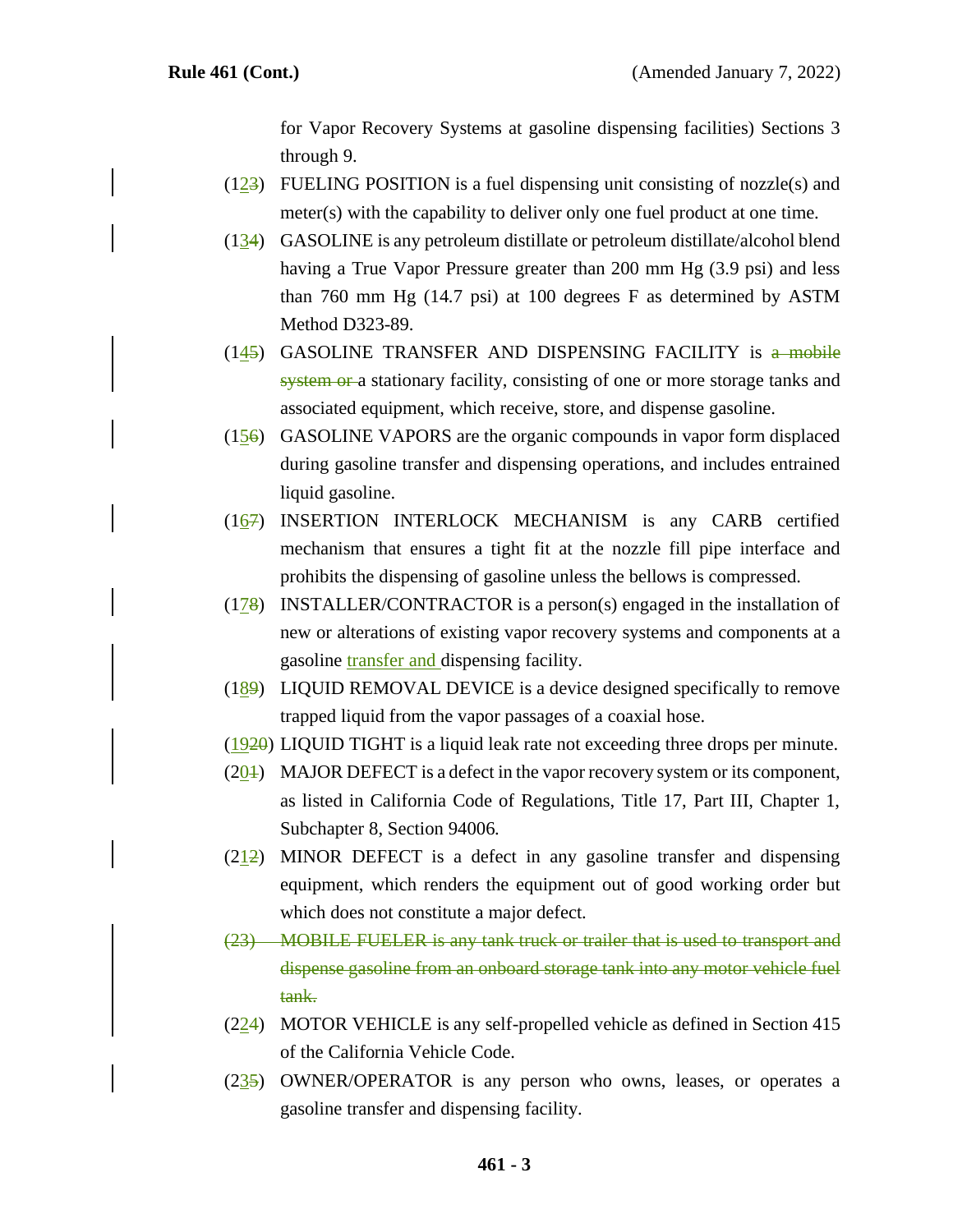for Vapor Recovery Systems at gasoline dispensing facilities) Sections 3 through 9.

(12~~3~~) FUELING POSITION is a fuel dispensing unit consisting of nozzle(s) and meter(s) with the capability to deliver only one fuel product at one time.

(13~~4~~) GASOLINE is any petroleum distillate or petroleum distillate/alcohol blend having a True Vapor Pressure greater than 200 mm Hg (3.9 psi) and less than 760 mm Hg (14.7 psi) at 100 degrees F as determined by ASTM Method D323-89.

(14~~5~~) GASOLINE TRANSFER AND DISPENSING FACILITY is ~~a mobile system or~~ a stationary facility, consisting of one or more storage tanks and associated equipment, which receive, store, and dispense gasoline.

(15~~6~~) GASOLINE VAPORS are the organic compounds in vapor form displaced during gasoline transfer and dispensing operations, and includes entrained liquid gasoline.

(16~~7~~) INSERTION INTERLOCK MECHANISM is any CARB certified mechanism that ensures a tight fit at the nozzle fill pipe interface and prohibits the dispensing of gasoline unless the bellows is compressed.

(17~~8~~) INSTALLER/CONTRACTOR is a person(s) engaged in the installation of new or alterations of existing vapor recovery systems and components at a gasoline transfer and dispensing facility.

(18~~9~~) LIQUID REMOVAL DEVICE is a device designed specifically to remove trapped liquid from the vapor passages of a coaxial hose.

(19~~20~~) LIQUID TIGHT is a liquid leak rate not exceeding three drops per minute.

(20~~1~~) MAJOR DEFECT is a defect in the vapor recovery system or its component, as listed in California Code of Regulations, Title 17, Part III, Chapter 1, Subchapter 8, Section 94006.

(21~~2~~) MINOR DEFECT is a defect in any gasoline transfer and dispensing equipment, which renders the equipment out of good working order but which does not constitute a major defect.

~~(23) MOBILE FUELER is any tank truck or trailer that is used to transport and dispense gasoline from an onboard storage tank into any motor vehicle fuel tank.~~

(22~~4~~) MOTOR VEHICLE is any self-propelled vehicle as defined in Section 415 of the California Vehicle Code.

(23~~5~~) OWNER/OPERATOR is any person who owns, leases, or operates a gasoline transfer and dispensing facility.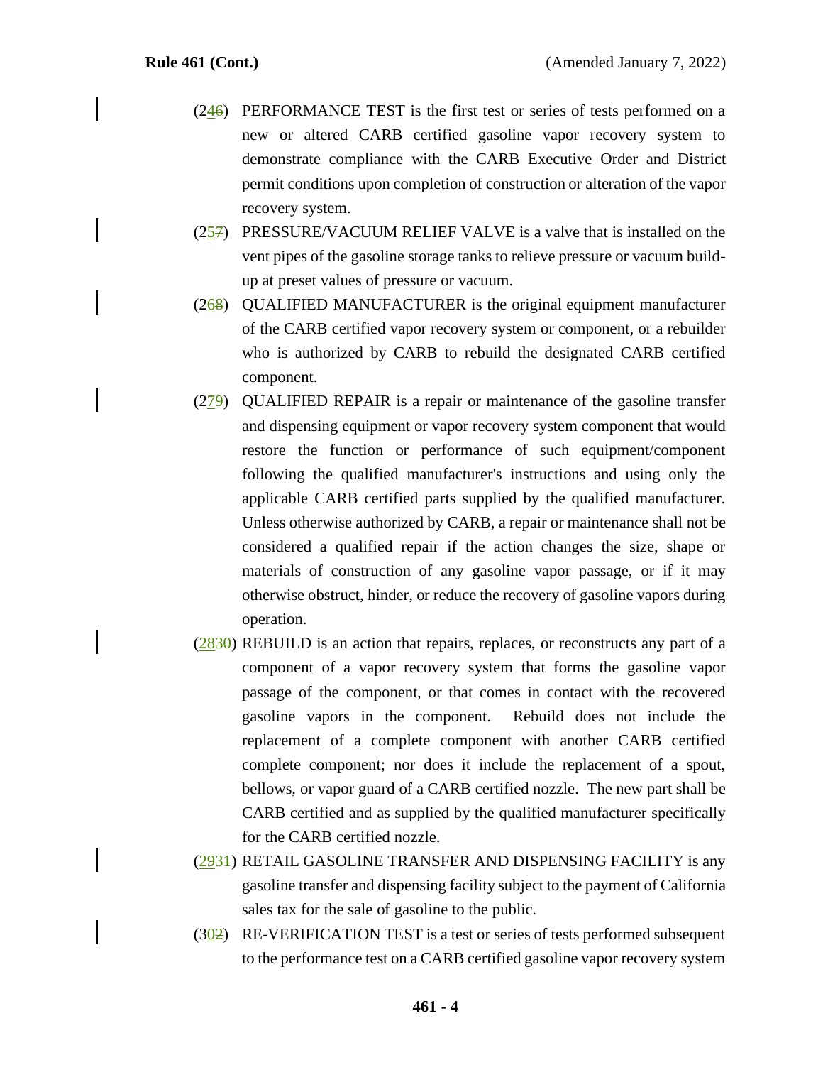(24~~6~~) PERFORMANCE TEST is the first test or series of tests performed on a new or altered CARB certified gasoline vapor recovery system to demonstrate compliance with the CARB Executive Order and District permit conditions upon completion of construction or alteration of the vapor recovery system.

(25~~7~~) PRESSURE/VACUUM RELIEF VALVE is a valve that is installed on the vent pipes of the gasoline storage tanks to relieve pressure or vacuum build-up at preset values of pressure or vacuum.

(26~~8~~) QUALIFIED MANUFACTURER is the original equipment manufacturer of the CARB certified vapor recovery system or component, or a rebuilder who is authorized by CARB to rebuild the designated CARB certified component.

(27~~9~~) QUALIFIED REPAIR is a repair or maintenance of the gasoline transfer and dispensing equipment or vapor recovery system component that would restore the function or performance of such equipment/component following the qualified manufacturer's instructions and using only the applicable CARB certified parts supplied by the qualified manufacturer. Unless otherwise authorized by CARB, a repair or maintenance shall not be considered a qualified repair if the action changes the size, shape or materials of construction of any gasoline vapor passage, or if it may otherwise obstruct, hinder, or reduce the recovery of gasoline vapors during operation.

(28~~30~~) REBUILD is an action that repairs, replaces, or reconstructs any part of a component of a vapor recovery system that forms the gasoline vapor passage of the component, or that comes in contact with the recovered gasoline vapors in the component. Rebuild does not include the replacement of a complete component with another CARB certified complete component; nor does it include the replacement of a spout, bellows, or vapor guard of a CARB certified nozzle. The new part shall be CARB certified and as supplied by the qualified manufacturer specifically for the CARB certified nozzle.

(29~~31~~) RETAIL GASOLINE TRANSFER AND DISPENSING FACILITY is any gasoline transfer and dispensing facility subject to the payment of California sales tax for the sale of gasoline to the public.

(30~~2~~) RE-VERIFICATION TEST is a test or series of tests performed subsequent to the performance test on a CARB certified gasoline vapor recovery system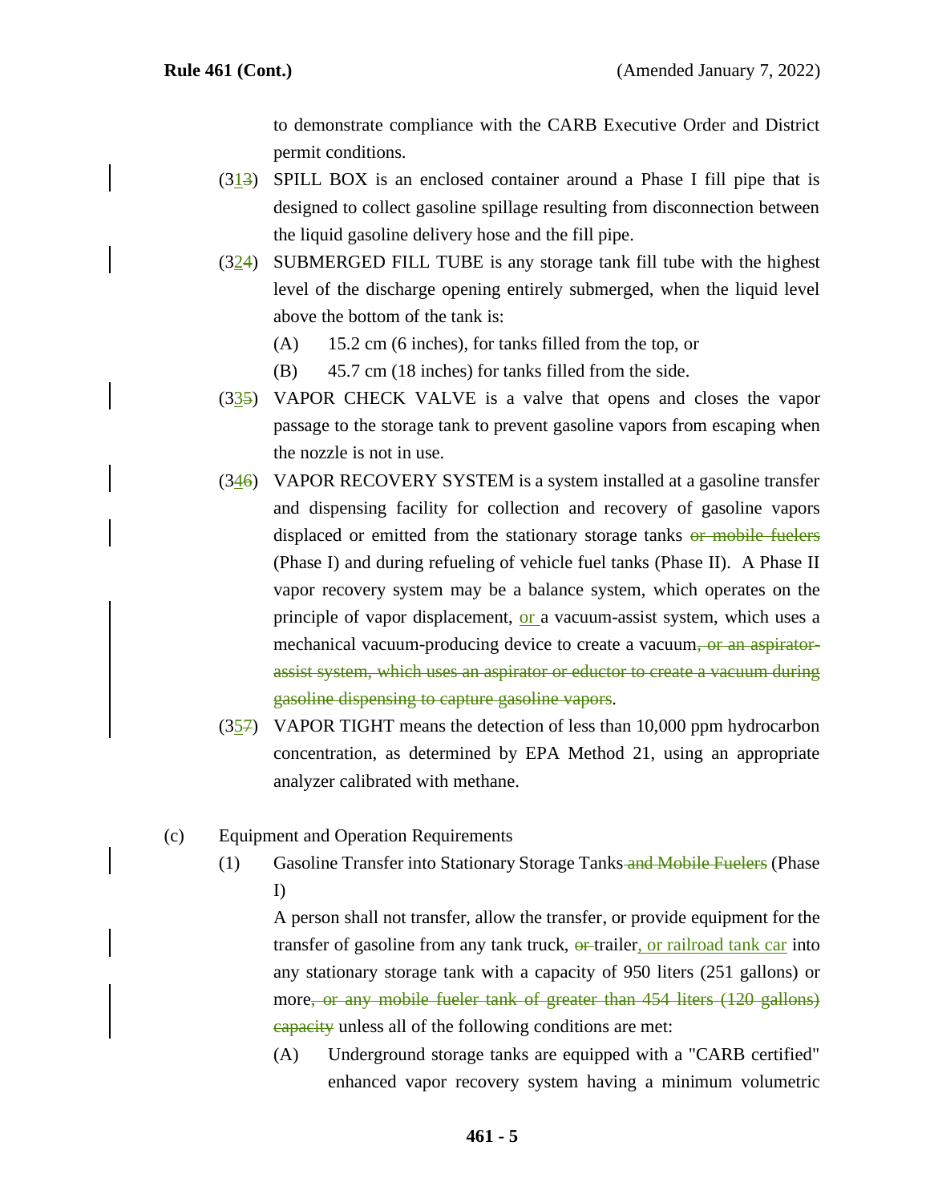to demonstrate compliance with the CARB Executive Order and District permit conditions.

(3<u>1</u>~~3~~) SPILL BOX is an enclosed container around a Phase I fill pipe that is designed to collect gasoline spillage resulting from disconnection between the liquid gasoline delivery hose and the fill pipe.

(3<u>2</u>~~4~~) SUBMERGED FILL TUBE is any storage tank fill tube with the highest level of the discharge opening entirely submerged, when the liquid level above the bottom of the tank is:

- (A) 15.2 cm (6 inches), for tanks filled from the top, or
- (B) 45.7 cm (18 inches) for tanks filled from the side.

(3<u>3</u>~~5~~) VAPOR CHECK VALVE is a valve that opens and closes the vapor passage to the storage tank to prevent gasoline vapors from escaping when the nozzle is not in use.

(3<u>4</u>~~6~~) VAPOR RECOVERY SYSTEM is a system installed at a gasoline transfer and dispensing facility for collection and recovery of gasoline vapors displaced or emitted from the stationary storage tanks ~~or mobile fuelers~~ (Phase I) and during refueling of vehicle fuel tanks (Phase II). A Phase II vapor recovery system may be a balance system, which operates on the principle of vapor displacement, <u>or</u> a vacuum-assist system, which uses a mechanical vacuum-producing device to create a vacuum~~, or an aspirator-assist system, which uses an aspirator or eductor to create a vacuum during gasoline dispensing to capture gasoline vapors~~.

(3<u>5</u>~~7~~) VAPOR TIGHT means the detection of less than 10,000 ppm hydrocarbon concentration, as determined by EPA Method 21, using an appropriate analyzer calibrated with methane.

(c) Equipment and Operation Requirements

(1) Gasoline Transfer into Stationary Storage Tanks ~~and Mobile Fuelers~~ (Phase I)

A person shall not transfer, allow the transfer, or provide equipment for the transfer of gasoline from any tank truck, ~~or~~ trailer<u>, or railroad tank car</u> into any stationary storage tank with a capacity of 950 liters (251 gallons) or more~~, or any mobile fueler tank of greater than 454 liters (120 gallons) capacity~~ unless all of the following conditions are met:

(A) Underground storage tanks are equipped with a "CARB certified" enhanced vapor recovery system having a minimum volumetric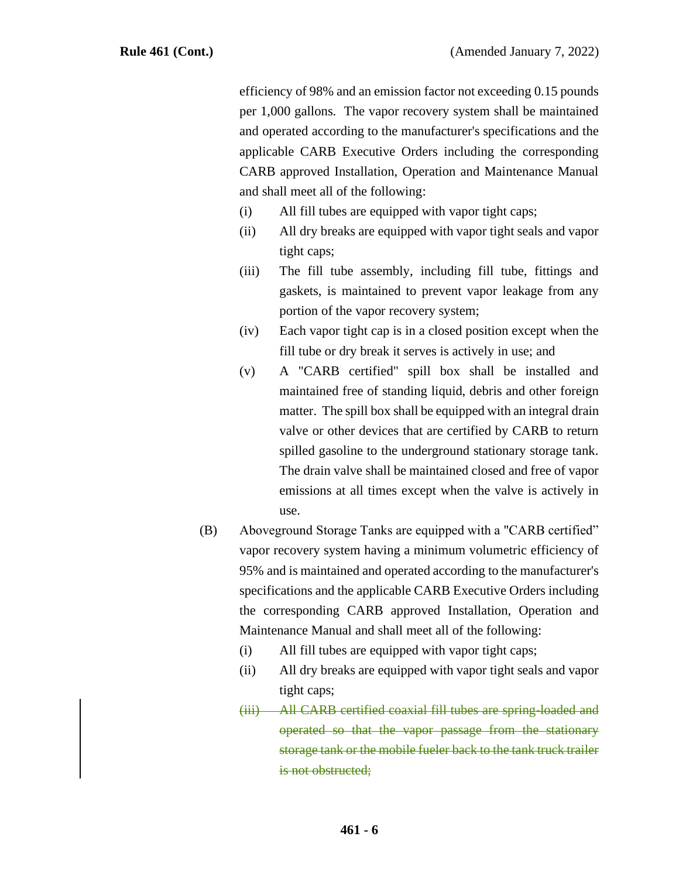efficiency of 98% and an emission factor not exceeding 0.15 pounds per 1,000 gallons. The vapor recovery system shall be maintained and operated according to the manufacturer's specifications and the applicable CARB Executive Orders including the corresponding CARB approved Installation, Operation and Maintenance Manual and shall meet all of the following:

(i) All fill tubes are equipped with vapor tight caps;

(ii) All dry breaks are equipped with vapor tight seals and vapor tight caps;

(iii) The fill tube assembly, including fill tube, fittings and gaskets, is maintained to prevent vapor leakage from any portion of the vapor recovery system;

(iv) Each vapor tight cap is in a closed position except when the fill tube or dry break it serves is actively in use; and

(v) A "CARB certified" spill box shall be installed and maintained free of standing liquid, debris and other foreign matter. The spill box shall be equipped with an integral drain valve or other devices that are certified by CARB to return spilled gasoline to the underground stationary storage tank. The drain valve shall be maintained closed and free of vapor emissions at all times except when the valve is actively in use.

(B) Aboveground Storage Tanks are equipped with a "CARB certified" vapor recovery system having a minimum volumetric efficiency of 95% and is maintained and operated according to the manufacturer's specifications and the applicable CARB Executive Orders including the corresponding CARB approved Installation, Operation and Maintenance Manual and shall meet all of the following:

(i) All fill tubes are equipped with vapor tight caps;

(ii) All dry breaks are equipped with vapor tight seals and vapor tight caps;

~~(iii) All CARB certified coaxial fill tubes are spring-loaded and operated so that the vapor passage from the stationary storage tank or the mobile fueler back to the tank truck trailer is not obstructed;~~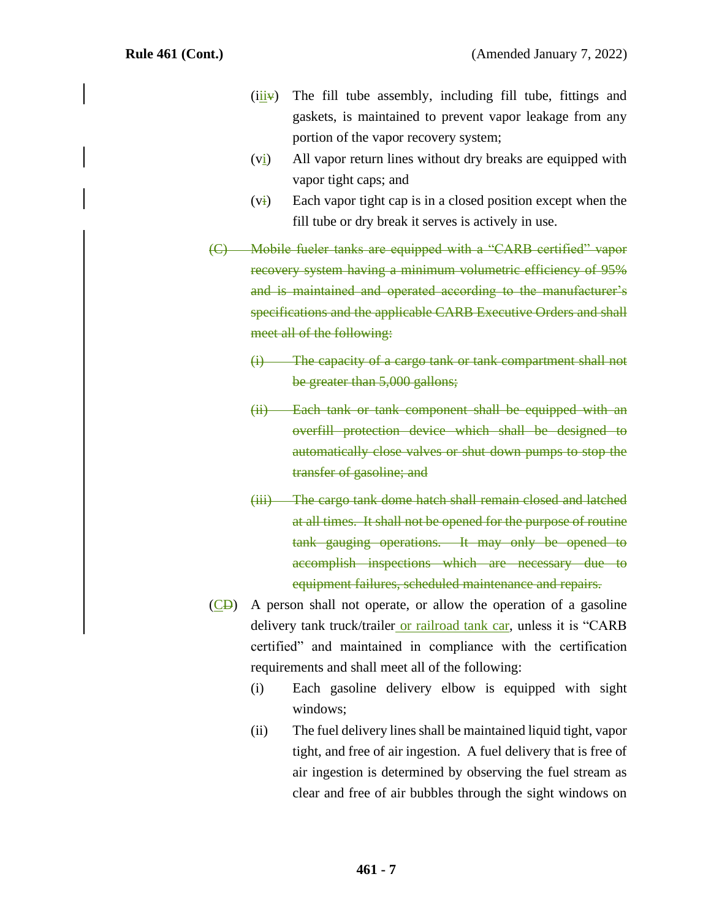(i~~v~~iii) The fill tube assembly, including fill tube, fittings and gaskets, is maintained to prevent vapor leakage from any portion of the vapor recovery system;

(vi) All vapor return lines without dry breaks are equipped with vapor tight caps; and

(v~~i~~) Each vapor tight cap is in a closed position except when the fill tube or dry break it serves is actively in use.

~~(C) Mobile fueler tanks are equipped with a "CARB certified" vapor recovery system having a minimum volumetric efficiency of 95% and is maintained and operated according to the manufacturer's specifications and the applicable CARB Executive Orders and shall meet all of the following:~~

~~(i) The capacity of a cargo tank or tank compartment shall not be greater than 5,000 gallons;~~

~~(ii) Each tank or tank component shall be equipped with an overfill protection device which shall be designed to automatically close valves or shut down pumps to stop the transfer of gasoline; and~~

~~(iii) The cargo tank dome hatch shall remain closed and latched at all times. It shall not be opened for the purpose of routine tank gauging operations. It may only be opened to accomplish inspections which are necessary due to equipment failures, scheduled maintenance and repairs.~~

(C~~D~~) A person shall not operate, or allow the operation of a gasoline delivery tank truck/trailer or railroad tank car, unless it is "CARB certified" and maintained in compliance with the certification requirements and shall meet all of the following:

(i) Each gasoline delivery elbow is equipped with sight windows;

(ii) The fuel delivery lines shall be maintained liquid tight, vapor tight, and free of air ingestion. A fuel delivery that is free of air ingestion is determined by observing the fuel stream as clear and free of air bubbles through the sight windows on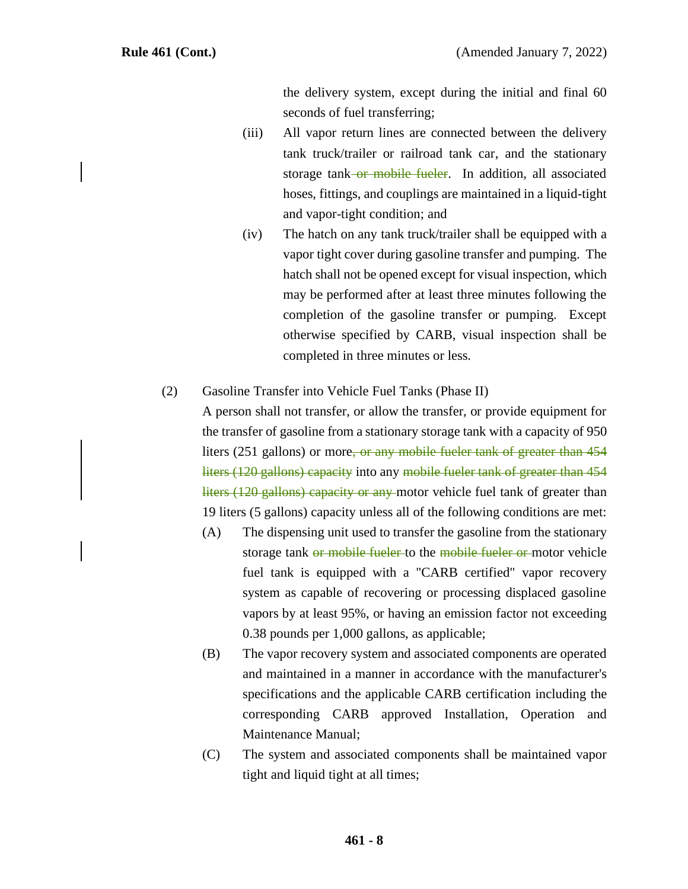the delivery system, except during the initial and final 60 seconds of fuel transferring;

(iii) All vapor return lines are connected between the delivery tank truck/trailer or railroad tank car, and the stationary storage tank ~~or mobile fueler~~. In addition, all associated hoses, fittings, and couplings are maintained in a liquid-tight and vapor-tight condition; and

(iv) The hatch on any tank truck/trailer shall be equipped with a vapor tight cover during gasoline transfer and pumping. The hatch shall not be opened except for visual inspection, which may be performed after at least three minutes following the completion of the gasoline transfer or pumping. Except otherwise specified by CARB, visual inspection shall be completed in three minutes or less.

(2) Gasoline Transfer into Vehicle Fuel Tanks (Phase II)

A person shall not transfer, or allow the transfer, or provide equipment for the transfer of gasoline from a stationary storage tank with a capacity of 950 liters (251 gallons) or more~~, or any mobile fueler tank of greater than 454 liters (120 gallons) capacity~~ into any ~~mobile fueler tank of greater than 454 liters (120 gallons) capacity or any~~ motor vehicle fuel tank of greater than 19 liters (5 gallons) capacity unless all of the following conditions are met:

(A) The dispensing unit used to transfer the gasoline from the stationary storage tank ~~or mobile fueler~~ to the ~~mobile fueler or~~ motor vehicle fuel tank is equipped with a "CARB certified" vapor recovery system as capable of recovering or processing displaced gasoline vapors by at least 95%, or having an emission factor not exceeding 0.38 pounds per 1,000 gallons, as applicable;

(B) The vapor recovery system and associated components are operated and maintained in a manner in accordance with the manufacturer's specifications and the applicable CARB certification including the corresponding CARB approved Installation, Operation and Maintenance Manual;

(C) The system and associated components shall be maintained vapor tight and liquid tight at all times;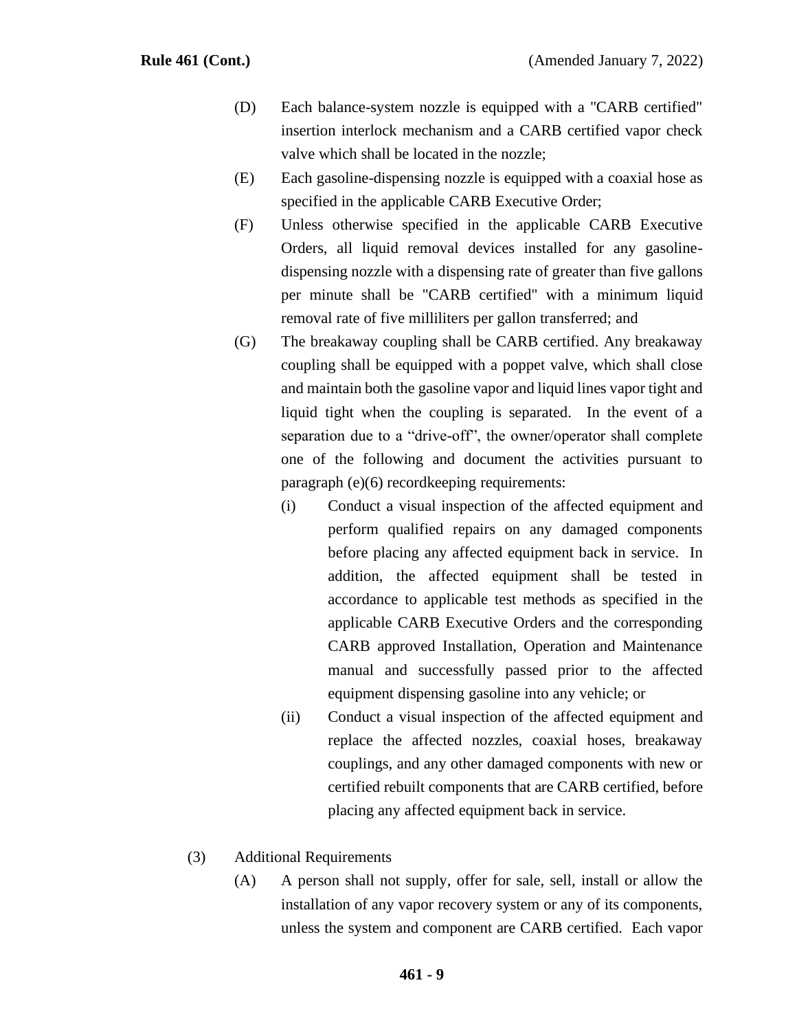(D) Each balance-system nozzle is equipped with a "CARB certified" insertion interlock mechanism and a CARB certified vapor check valve which shall be located in the nozzle;

(E) Each gasoline-dispensing nozzle is equipped with a coaxial hose as specified in the applicable CARB Executive Order;

(F) Unless otherwise specified in the applicable CARB Executive Orders, all liquid removal devices installed for any gasoline-dispensing nozzle with a dispensing rate of greater than five gallons per minute shall be "CARB certified" with a minimum liquid removal rate of five milliliters per gallon transferred; and

(G) The breakaway coupling shall be CARB certified. Any breakaway coupling shall be equipped with a poppet valve, which shall close and maintain both the gasoline vapor and liquid lines vapor tight and liquid tight when the coupling is separated. In the event of a separation due to a "drive-off", the owner/operator shall complete one of the following and document the activities pursuant to paragraph (e)(6) recordkeeping requirements:

  (i) Conduct a visual inspection of the affected equipment and perform qualified repairs on any damaged components before placing any affected equipment back in service. In addition, the affected equipment shall be tested in accordance to applicable test methods as specified in the applicable CARB Executive Orders and the corresponding CARB approved Installation, Operation and Maintenance manual and successfully passed prior to the affected equipment dispensing gasoline into any vehicle; or

  (ii) Conduct a visual inspection of the affected equipment and replace the affected nozzles, coaxial hoses, breakaway couplings, and any other damaged components with new or certified rebuilt components that are CARB certified, before placing any affected equipment back in service.

(3) Additional Requirements

(A) A person shall not supply, offer for sale, sell, install or allow the installation of any vapor recovery system or any of its components, unless the system and component are CARB certified. Each vapor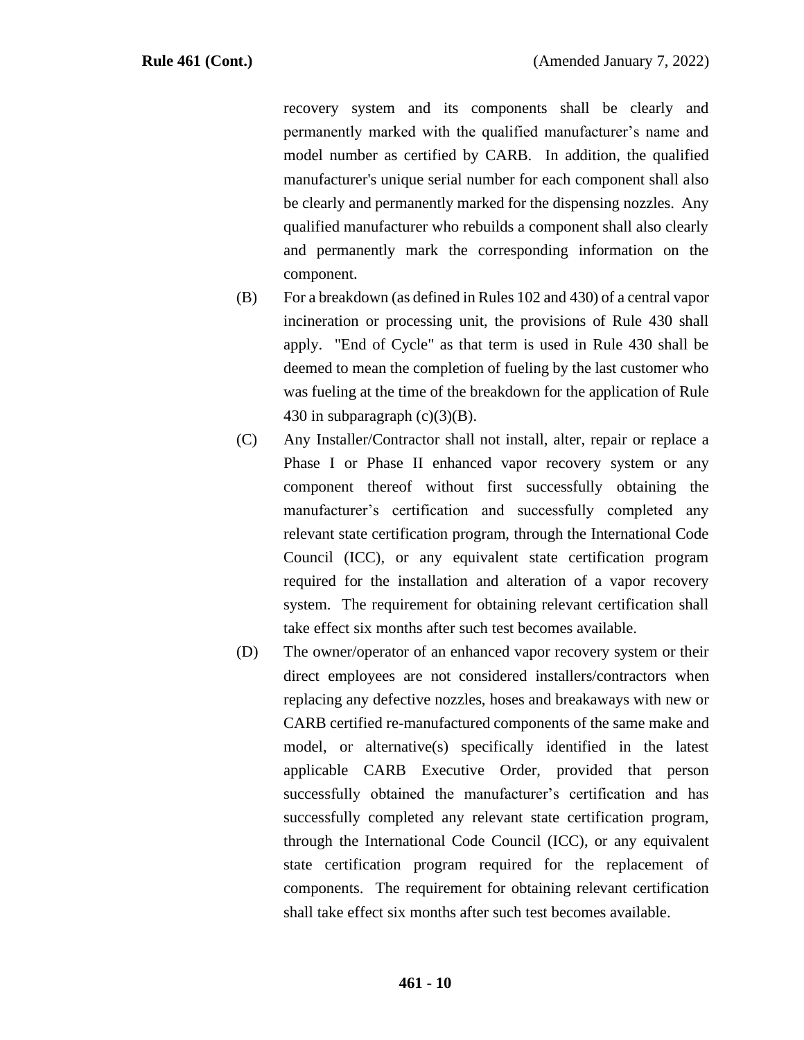recovery system and its components shall be clearly and permanently marked with the qualified manufacturer's name and model number as certified by CARB. In addition, the qualified manufacturer's unique serial number for each component shall also be clearly and permanently marked for the dispensing nozzles. Any qualified manufacturer who rebuilds a component shall also clearly and permanently mark the corresponding information on the component.

(B) For a breakdown (as defined in Rules 102 and 430) of a central vapor incineration or processing unit, the provisions of Rule 430 shall apply. "End of Cycle" as that term is used in Rule 430 shall be deemed to mean the completion of fueling by the last customer who was fueling at the time of the breakdown for the application of Rule 430 in subparagraph (c)(3)(B).

(C) Any Installer/Contractor shall not install, alter, repair or replace a Phase I or Phase II enhanced vapor recovery system or any component thereof without first successfully obtaining the manufacturer's certification and successfully completed any relevant state certification program, through the International Code Council (ICC), or any equivalent state certification program required for the installation and alteration of a vapor recovery system. The requirement for obtaining relevant certification shall take effect six months after such test becomes available.

(D) The owner/operator of an enhanced vapor recovery system or their direct employees are not considered installers/contractors when replacing any defective nozzles, hoses and breakaways with new or CARB certified re-manufactured components of the same make and model, or alternative(s) specifically identified in the latest applicable CARB Executive Order, provided that person successfully obtained the manufacturer's certification and has successfully completed any relevant state certification program, through the International Code Council (ICC), or any equivalent state certification program required for the replacement of components. The requirement for obtaining relevant certification shall take effect six months after such test becomes available.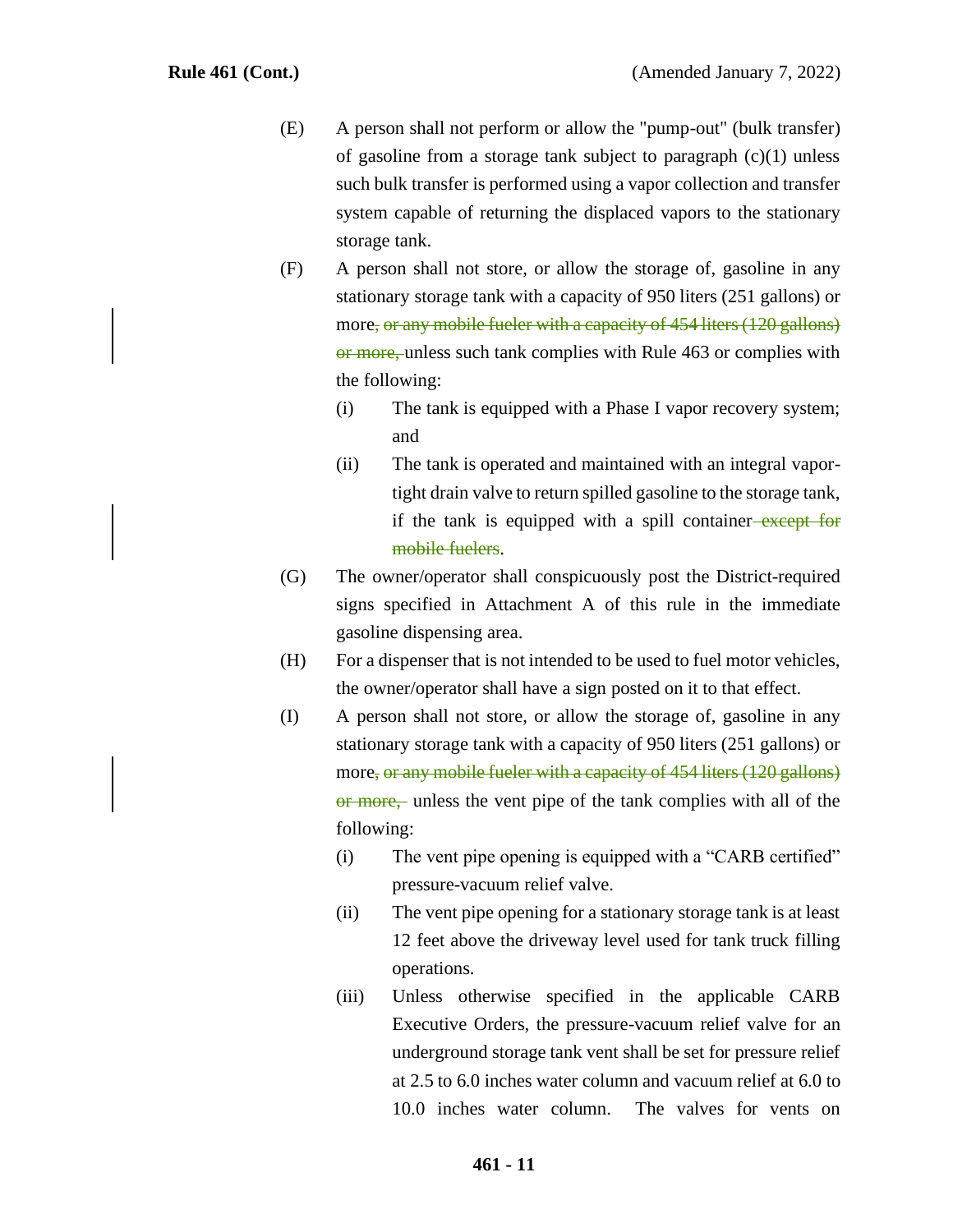(E) A person shall not perform or allow the "pump-out" (bulk transfer) of gasoline from a storage tank subject to paragraph (c)(1) unless such bulk transfer is performed using a vapor collection and transfer system capable of returning the displaced vapors to the stationary storage tank.

(F) A person shall not store, or allow the storage of, gasoline in any stationary storage tank with a capacity of 950 liters (251 gallons) or more~~, or any mobile fueler with a capacity of 454 liters (120 gallons) or more,~~ unless such tank complies with Rule 463 or complies with the following:

- (i) The tank is equipped with a Phase I vapor recovery system; and
- (ii) The tank is operated and maintained with an integral vapor-tight drain valve to return spilled gasoline to the storage tank, if the tank is equipped with a spill container~~ except for mobile fuelers~~.

(G) The owner/operator shall conspicuously post the District-required signs specified in Attachment A of this rule in the immediate gasoline dispensing area.

(H) For a dispenser that is not intended to be used to fuel motor vehicles, the owner/operator shall have a sign posted on it to that effect.

(I) A person shall not store, or allow the storage of, gasoline in any stationary storage tank with a capacity of 950 liters (251 gallons) or more~~, or any mobile fueler with a capacity of 454 liters (120 gallons) or more,~~ unless the vent pipe of the tank complies with all of the following:

- (i) The vent pipe opening is equipped with a "CARB certified" pressure-vacuum relief valve.
- (ii) The vent pipe opening for a stationary storage tank is at least 12 feet above the driveway level used for tank truck filling operations.
- (iii) Unless otherwise specified in the applicable CARB Executive Orders, the pressure-vacuum relief valve for an underground storage tank vent shall be set for pressure relief at 2.5 to 6.0 inches water column and vacuum relief at 6.0 to 10.0 inches water column. The valves for vents on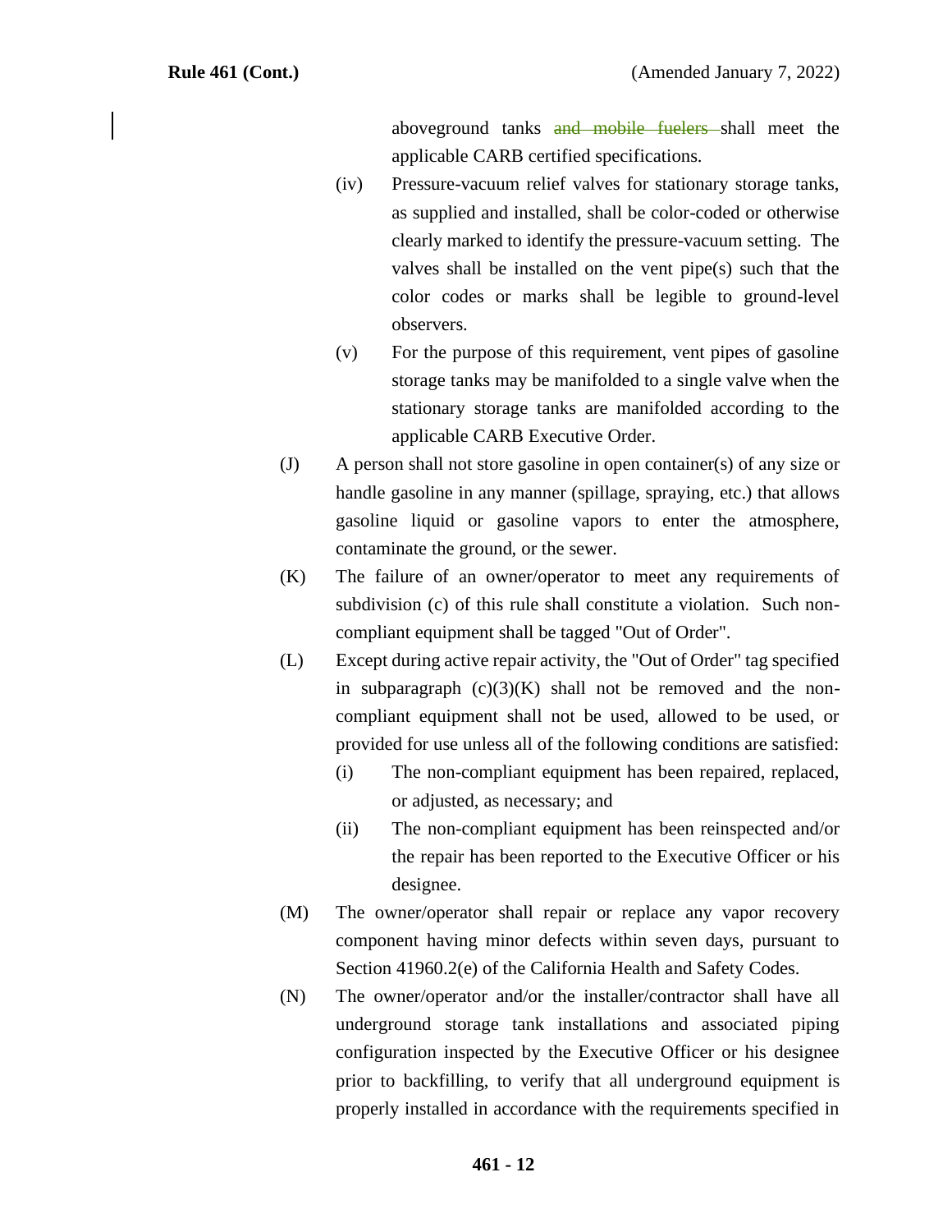aboveground tanks ~~and mobile fuelers~~ shall meet the applicable CARB certified specifications.

(iv) Pressure-vacuum relief valves for stationary storage tanks, as supplied and installed, shall be color-coded or otherwise clearly marked to identify the pressure-vacuum setting. The valves shall be installed on the vent pipe(s) such that the color codes or marks shall be legible to ground-level observers.

(v) For the purpose of this requirement, vent pipes of gasoline storage tanks may be manifolded to a single valve when the stationary storage tanks are manifolded according to the applicable CARB Executive Order.

(J) A person shall not store gasoline in open container(s) of any size or handle gasoline in any manner (spillage, spraying, etc.) that allows gasoline liquid or gasoline vapors to enter the atmosphere, contaminate the ground, or the sewer.

(K) The failure of an owner/operator to meet any requirements of subdivision (c) of this rule shall constitute a violation. Such non-compliant equipment shall be tagged "Out of Order".

(L) Except during active repair activity, the "Out of Order" tag specified in subparagraph (c)(3)(K) shall not be removed and the non-compliant equipment shall not be used, allowed to be used, or provided for use unless all of the following conditions are satisfied:

(i) The non-compliant equipment has been repaired, replaced, or adjusted, as necessary; and

(ii) The non-compliant equipment has been reinspected and/or the repair has been reported to the Executive Officer or his designee.

(M) The owner/operator shall repair or replace any vapor recovery component having minor defects within seven days, pursuant to Section 41960.2(e) of the California Health and Safety Codes.

(N) The owner/operator and/or the installer/contractor shall have all underground storage tank installations and associated piping configuration inspected by the Executive Officer or his designee prior to backfilling, to verify that all underground equipment is properly installed in accordance with the requirements specified in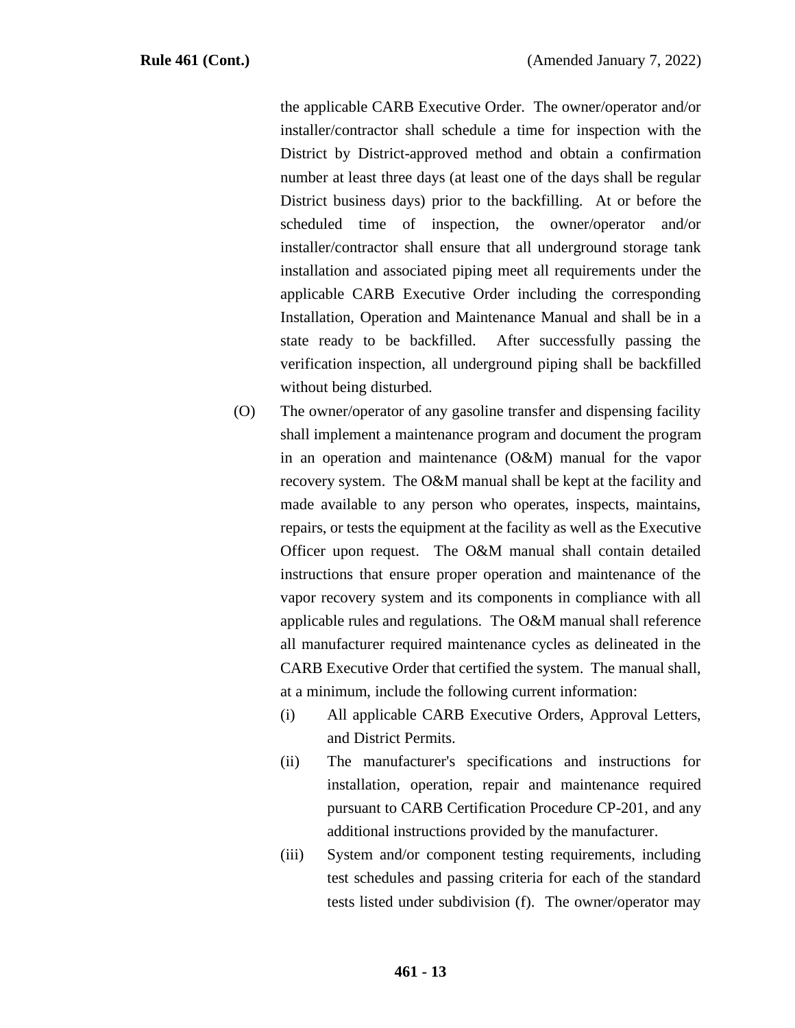the applicable CARB Executive Order. The owner/operator and/or installer/contractor shall schedule a time for inspection with the District by District-approved method and obtain a confirmation number at least three days (at least one of the days shall be regular District business days) prior to the backfilling. At or before the scheduled time of inspection, the owner/operator and/or installer/contractor shall ensure that all underground storage tank installation and associated piping meet all requirements under the applicable CARB Executive Order including the corresponding Installation, Operation and Maintenance Manual and shall be in a state ready to be backfilled. After successfully passing the verification inspection, all underground piping shall be backfilled without being disturbed.

(O) The owner/operator of any gasoline transfer and dispensing facility shall implement a maintenance program and document the program in an operation and maintenance (O&M) manual for the vapor recovery system. The O&M manual shall be kept at the facility and made available to any person who operates, inspects, maintains, repairs, or tests the equipment at the facility as well as the Executive Officer upon request. The O&M manual shall contain detailed instructions that ensure proper operation and maintenance of the vapor recovery system and its components in compliance with all applicable rules and regulations. The O&M manual shall reference all manufacturer required maintenance cycles as delineated in the CARB Executive Order that certified the system. The manual shall, at a minimum, include the following current information:

(i) All applicable CARB Executive Orders, Approval Letters, and District Permits.

(ii) The manufacturer's specifications and instructions for installation, operation, repair and maintenance required pursuant to CARB Certification Procedure CP-201, and any additional instructions provided by the manufacturer.

(iii) System and/or component testing requirements, including test schedules and passing criteria for each of the standard tests listed under subdivision (f). The owner/operator may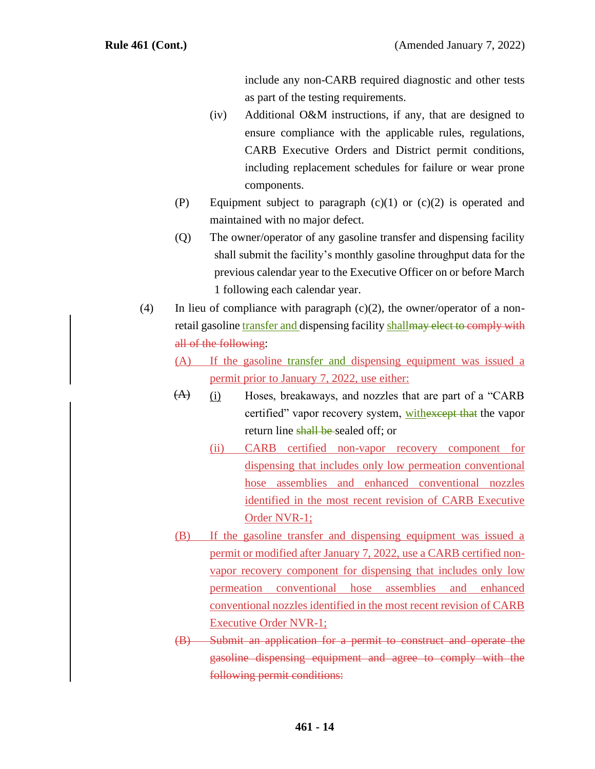include any non-CARB required diagnostic and other tests as part of the testing requirements.

(iv) Additional O&M instructions, if any, that are designed to ensure compliance with the applicable rules, regulations, CARB Executive Orders and District permit conditions, including replacement schedules for failure or wear prone components.

(P) Equipment subject to paragraph (c)(1) or (c)(2) is operated and maintained with no major defect.

(Q) The owner/operator of any gasoline transfer and dispensing facility shall submit the facility's monthly gasoline throughput data for the previous calendar year to the Executive Officer on or before March 1 following each calendar year.

(4) In lieu of compliance with paragraph (c)(2), the owner/operator of a non-retail gasoline <ins>transfer and</ins> dispensing facility <ins>shall</ins>~~may elect to comply with all of the following~~:

<ins>(A) If the gasoline transfer and dispensing equipment was issued a permit prior to January 7, 2022, use either:</ins>

~~(A)~~ <ins>(i)</ins> Hoses, breakaways, and nozzles that are part of a "CARB certified" vapor recovery system, <ins>with</ins>~~except that~~ the vapor return line ~~shall be~~ sealed off; or

<ins>(ii) CARB certified non-vapor recovery component for dispensing that includes only low permeation conventional hose assemblies and enhanced conventional nozzles identified in the most recent revision of CARB Executive Order NVR-1;</ins>

<ins>(B) If the gasoline transfer and dispensing equipment was issued a permit or modified after January 7, 2022, use a CARB certified non-vapor recovery component for dispensing that includes only low permeation conventional hose assemblies and enhanced conventional nozzles identified in the most recent revision of CARB Executive Order NVR-1;</ins>

~~(B) Submit an application for a permit to construct and operate the gasoline dispensing equipment and agree to comply with the following permit conditions:~~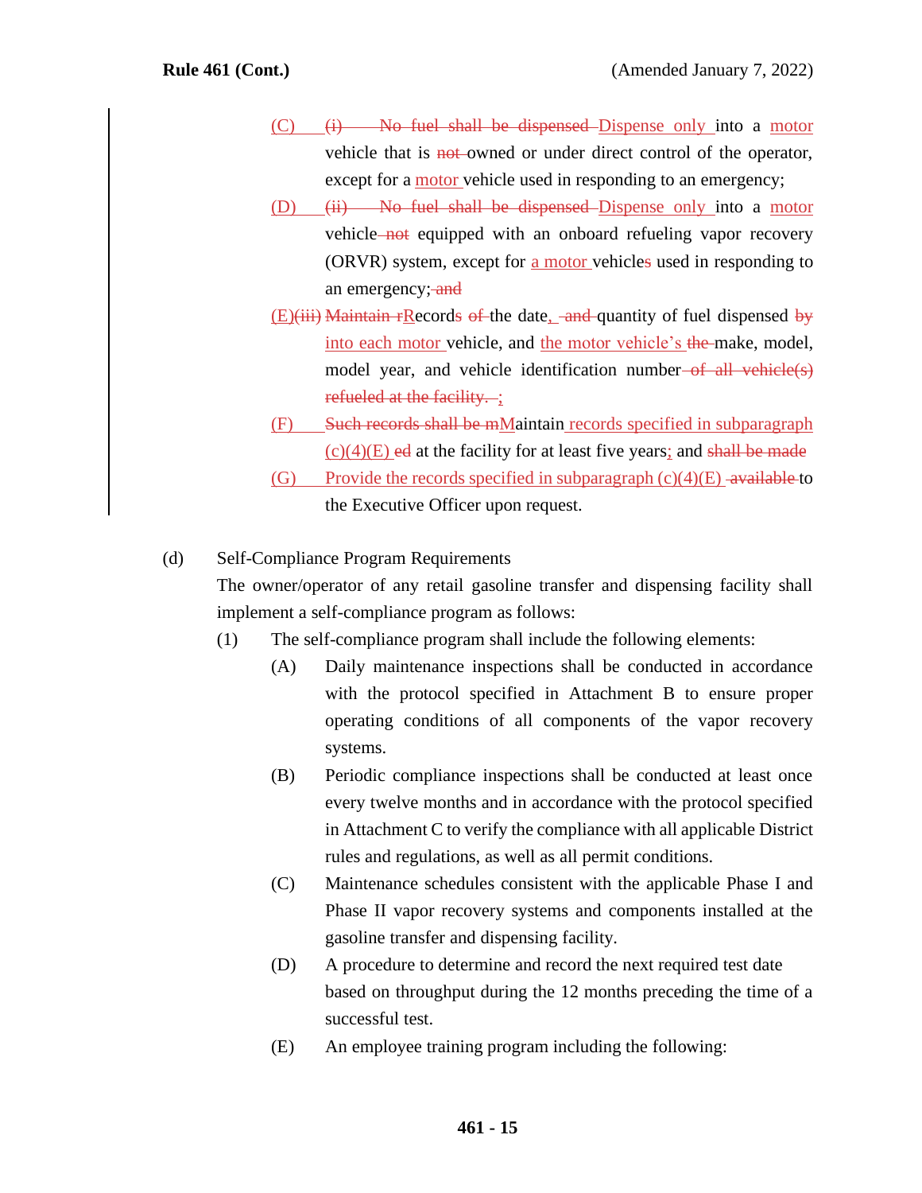(C) ~~(i) No fuel shall be dispensed~~ Dispense only into a motor vehicle that is ~~not~~ owned or under direct control of the operator, except for a motor vehicle used in responding to an emergency;

(D) ~~(ii) No fuel shall be dispensed~~ Dispense only into a motor vehicle ~~not~~ equipped with an onboard refueling vapor recovery (ORVR) system, except for a motor vehicle~~s~~ used in responding to an emergency;~~ and~~

(E)~~(iii)~~ ~~Maintain r~~Records ~~of~~ the date, ~~and~~ quantity of fuel dispensed ~~by~~ into each motor vehicle, and the motor vehicle's ~~the~~ make, model, model year, and vehicle identification number ~~of all vehicle(s) refueled at the facility.~~ ;

(F) ~~Such records shall be m~~Maintain records specified in subparagraph (c)(4)(E) ~~ed~~ at the facility for at least five years; and ~~shall be made~~

(G) Provide the records specified in subparagraph (c)(4)(E) ~~available~~ to the Executive Officer upon request.

(d) Self-Compliance Program Requirements

The owner/operator of any retail gasoline transfer and dispensing facility shall implement a self-compliance program as follows:

(1) The self-compliance program shall include the following elements:

(A) Daily maintenance inspections shall be conducted in accordance with the protocol specified in Attachment B to ensure proper operating conditions of all components of the vapor recovery systems.

(B) Periodic compliance inspections shall be conducted at least once every twelve months and in accordance with the protocol specified in Attachment C to verify the compliance with all applicable District rules and regulations, as well as all permit conditions.

(C) Maintenance schedules consistent with the applicable Phase I and Phase II vapor recovery systems and components installed at the gasoline transfer and dispensing facility.

(D) A procedure to determine and record the next required test date based on throughput during the 12 months preceding the time of a successful test.

(E) An employee training program including the following: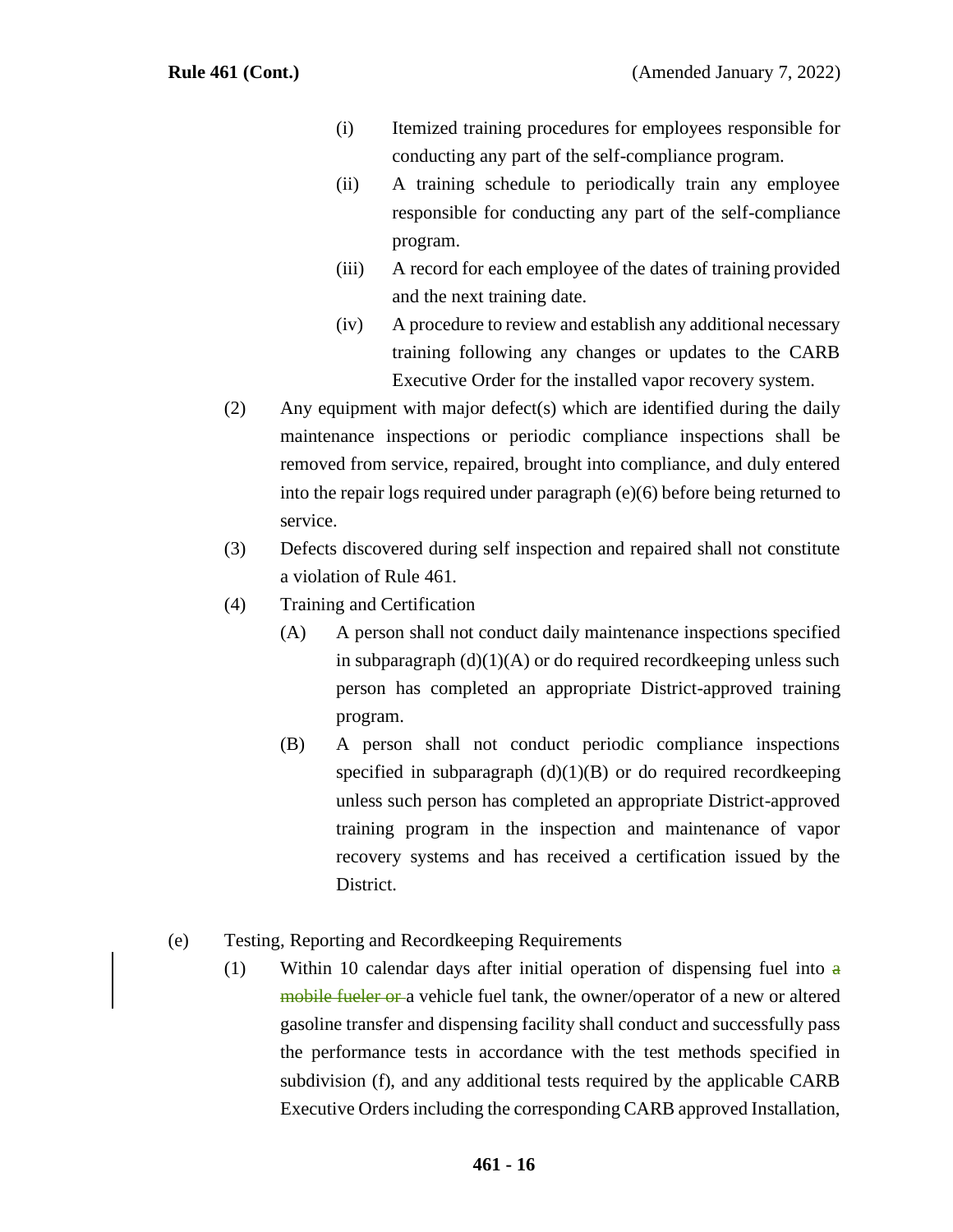(i) Itemized training procedures for employees responsible for conducting any part of the self-compliance program.

(ii) A training schedule to periodically train any employee responsible for conducting any part of the self-compliance program.

(iii) A record for each employee of the dates of training provided and the next training date.

(iv) A procedure to review and establish any additional necessary training following any changes or updates to the CARB Executive Order for the installed vapor recovery system.

(2) Any equipment with major defect(s) which are identified during the daily maintenance inspections or periodic compliance inspections shall be removed from service, repaired, brought into compliance, and duly entered into the repair logs required under paragraph (e)(6) before being returned to service.

(3) Defects discovered during self inspection and repaired shall not constitute a violation of Rule 461.

(4) Training and Certification

(A) A person shall not conduct daily maintenance inspections specified in subparagraph (d)(1)(A) or do required recordkeeping unless such person has completed an appropriate District-approved training program.

(B) A person shall not conduct periodic compliance inspections specified in subparagraph (d)(1)(B) or do required recordkeeping unless such person has completed an appropriate District-approved training program in the inspection and maintenance of vapor recovery systems and has received a certification issued by the District.

(e) Testing, Reporting and Recordkeeping Requirements

(1) Within 10 calendar days after initial operation of dispensing fuel into ~~a mobile fueler or~~ a vehicle fuel tank, the owner/operator of a new or altered gasoline transfer and dispensing facility shall conduct and successfully pass the performance tests in accordance with the test methods specified in subdivision (f), and any additional tests required by the applicable CARB Executive Orders including the corresponding CARB approved Installation,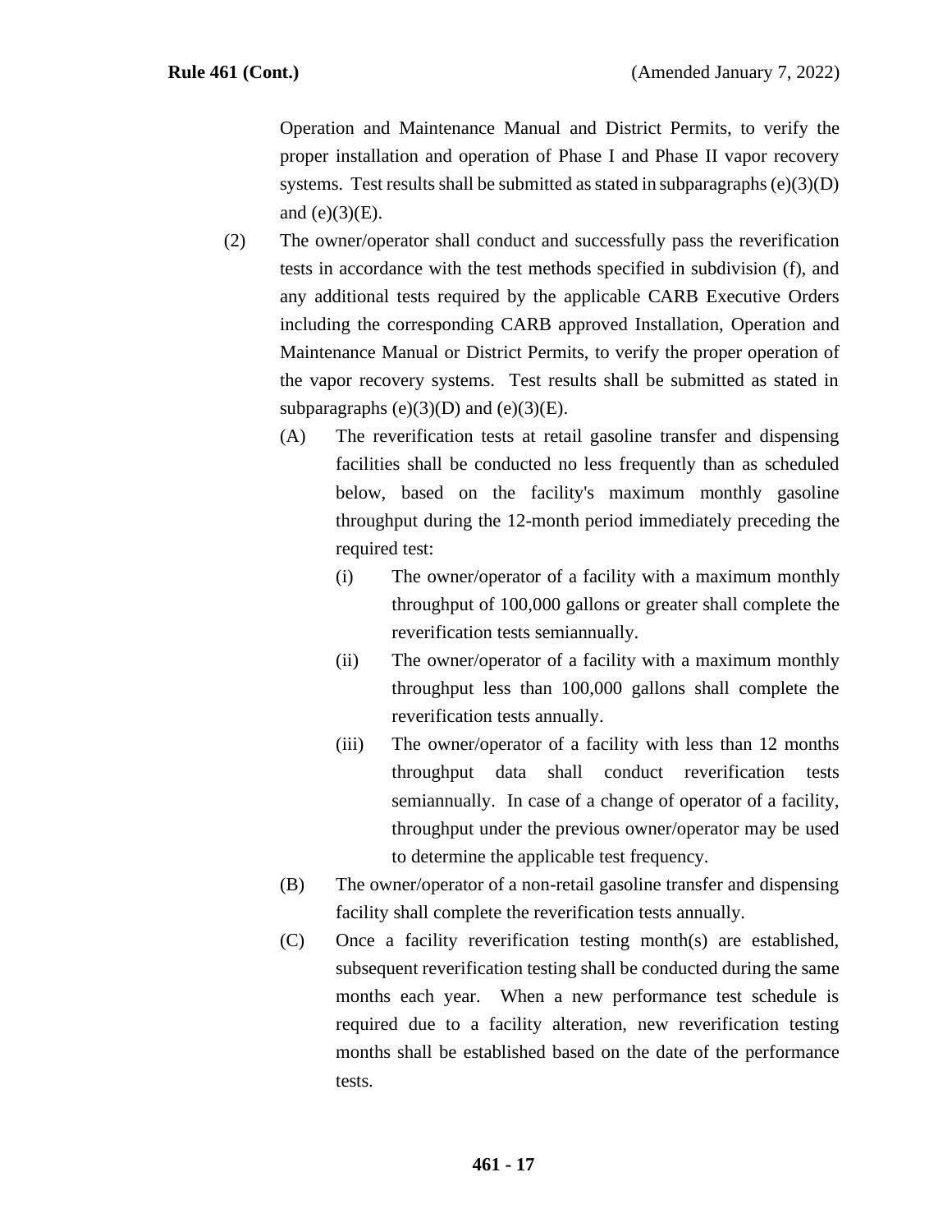Operation and Maintenance Manual and District Permits, to verify the proper installation and operation of Phase I and Phase II vapor recovery systems. Test results shall be submitted as stated in subparagraphs (e)(3)(D) and (e)(3)(E).

(2) The owner/operator shall conduct and successfully pass the reverification tests in accordance with the test methods specified in subdivision (f), and any additional tests required by the applicable CARB Executive Orders including the corresponding CARB approved Installation, Operation and Maintenance Manual or District Permits, to verify the proper operation of the vapor recovery systems. Test results shall be submitted as stated in subparagraphs (e)(3)(D) and (e)(3)(E).

(A) The reverification tests at retail gasoline transfer and dispensing facilities shall be conducted no less frequently than as scheduled below, based on the facility's maximum monthly gasoline throughput during the 12-month period immediately preceding the required test:

(i) The owner/operator of a facility with a maximum monthly throughput of 100,000 gallons or greater shall complete the reverification tests semiannually.

(ii) The owner/operator of a facility with a maximum monthly throughput less than 100,000 gallons shall complete the reverification tests annually.

(iii) The owner/operator of a facility with less than 12 months throughput data shall conduct reverification tests semiannually. In case of a change of operator of a facility, throughput under the previous owner/operator may be used to determine the applicable test frequency.

(B) The owner/operator of a non-retail gasoline transfer and dispensing facility shall complete the reverification tests annually.

(C) Once a facility reverification testing month(s) are established, subsequent reverification testing shall be conducted during the same months each year. When a new performance test schedule is required due to a facility alteration, new reverification testing months shall be established based on the date of the performance tests.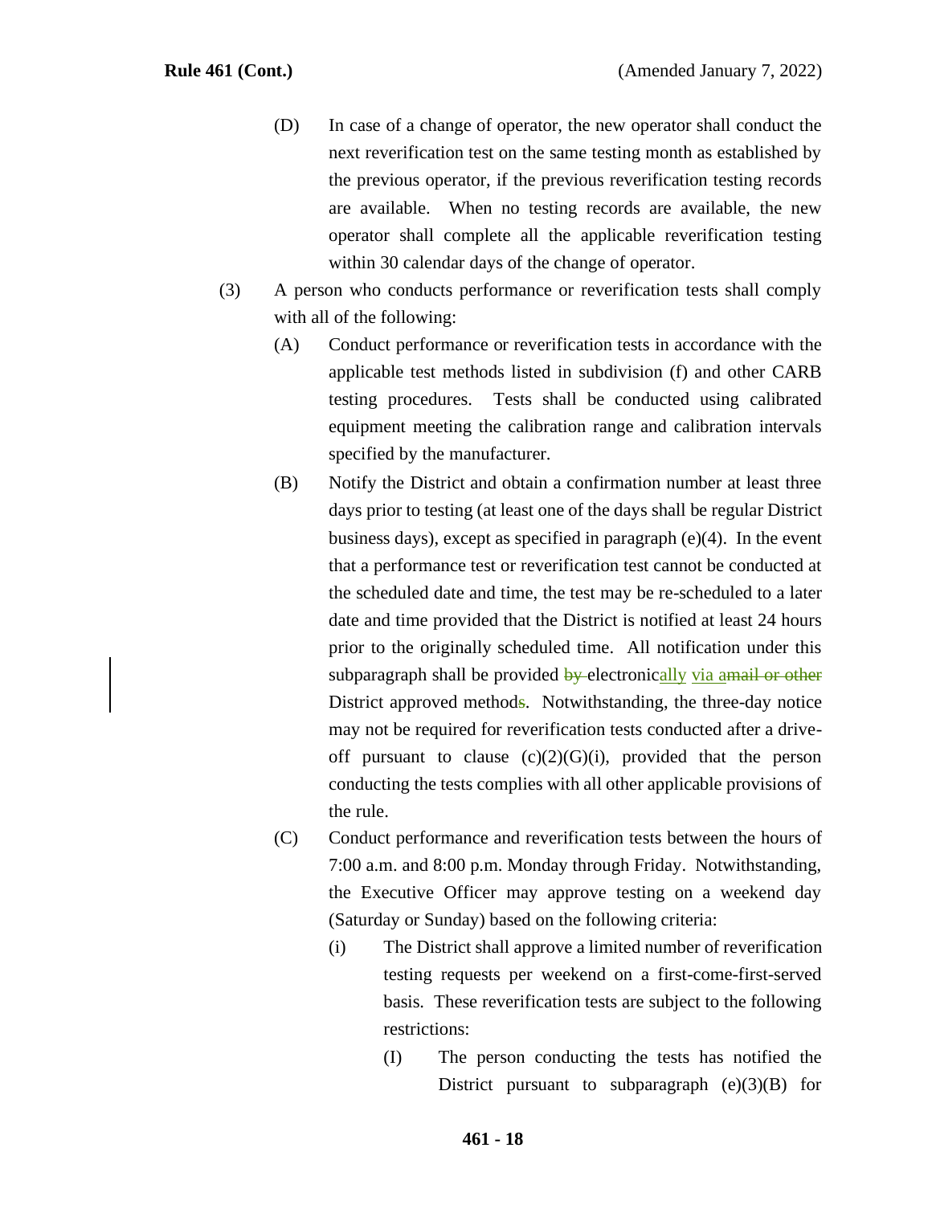(D) In case of a change of operator, the new operator shall conduct the next reverification test on the same testing month as established by the previous operator, if the previous reverification testing records are available. When no testing records are available, the new operator shall complete all the applicable reverification testing within 30 calendar days of the change of operator.

(3) A person who conducts performance or reverification tests shall comply with all of the following:

(A) Conduct performance or reverification tests in accordance with the applicable test methods listed in subdivision (f) and other CARB testing procedures. Tests shall be conducted using calibrated equipment meeting the calibration range and calibration intervals specified by the manufacturer.

(B) Notify the District and obtain a confirmation number at least three days prior to testing (at least one of the days shall be regular District business days), except as specified in paragraph (e)(4). In the event that a performance test or reverification test cannot be conducted at the scheduled date and time, the test may be re-scheduled to a later date and time provided that the District is notified at least 24 hours prior to the originally scheduled time. All notification under this subparagraph shall be provided ~~by~~ electronic<u>ally</u> <u>via a</u>~~mail or other~~ District approved method~~s~~. Notwithstanding, the three-day notice may not be required for reverification tests conducted after a drive-off pursuant to clause (c)(2)(G)(i), provided that the person conducting the tests complies with all other applicable provisions of the rule.

(C) Conduct performance and reverification tests between the hours of 7:00 a.m. and 8:00 p.m. Monday through Friday. Notwithstanding, the Executive Officer may approve testing on a weekend day (Saturday or Sunday) based on the following criteria:

(i) The District shall approve a limited number of reverification testing requests per weekend on a first-come-first-served basis. These reverification tests are subject to the following restrictions:

(I) The person conducting the tests has notified the District pursuant to subparagraph (e)(3)(B) for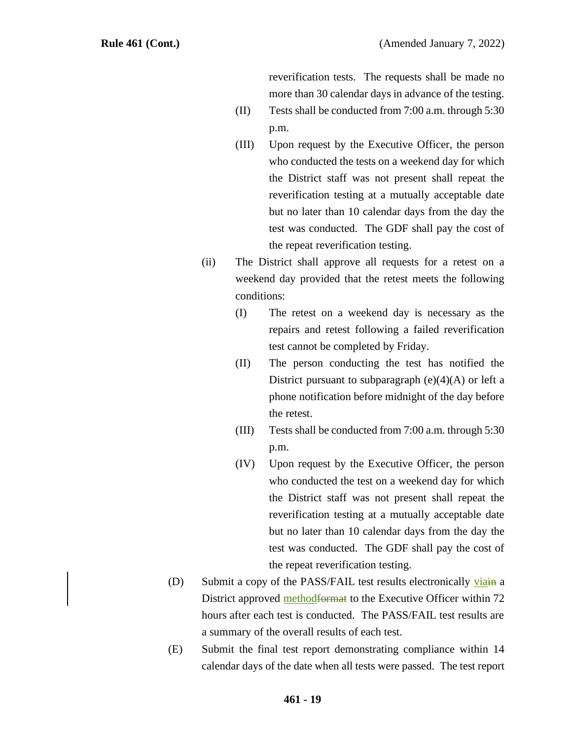reverification tests. The requests shall be made no more than 30 calendar days in advance of the testing.

(II) Tests shall be conducted from 7:00 a.m. through 5:30 p.m.

(III) Upon request by the Executive Officer, the person who conducted the tests on a weekend day for which the District staff was not present shall repeat the reverification testing at a mutually acceptable date but no later than 10 calendar days from the day the test was conducted. The GDF shall pay the cost of the repeat reverification testing.

(ii) The District shall approve all requests for a retest on a weekend day provided that the retest meets the following conditions:

(I) The retest on a weekend day is necessary as the repairs and retest following a failed reverification test cannot be completed by Friday.

(II) The person conducting the test has notified the District pursuant to subparagraph (e)(4)(A) or left a phone notification before midnight of the day before the retest.

(III) Tests shall be conducted from 7:00 a.m. through 5:30 p.m.

(IV) Upon request by the Executive Officer, the person who conducted the test on a weekend day for which the District staff was not present shall repeat the reverification testing at a mutually acceptable date but no later than 10 calendar days from the day the test was conducted. The GDF shall pay the cost of the repeat reverification testing.

(D) Submit a copy of the PASS/FAIL test results electronically <u>via</u>~~in~~ a District approved <u>method</u>~~format~~ to the Executive Officer within 72 hours after each test is conducted. The PASS/FAIL test results are a summary of the overall results of each test.

(E) Submit the final test report demonstrating compliance within 14 calendar days of the date when all tests were passed. The test report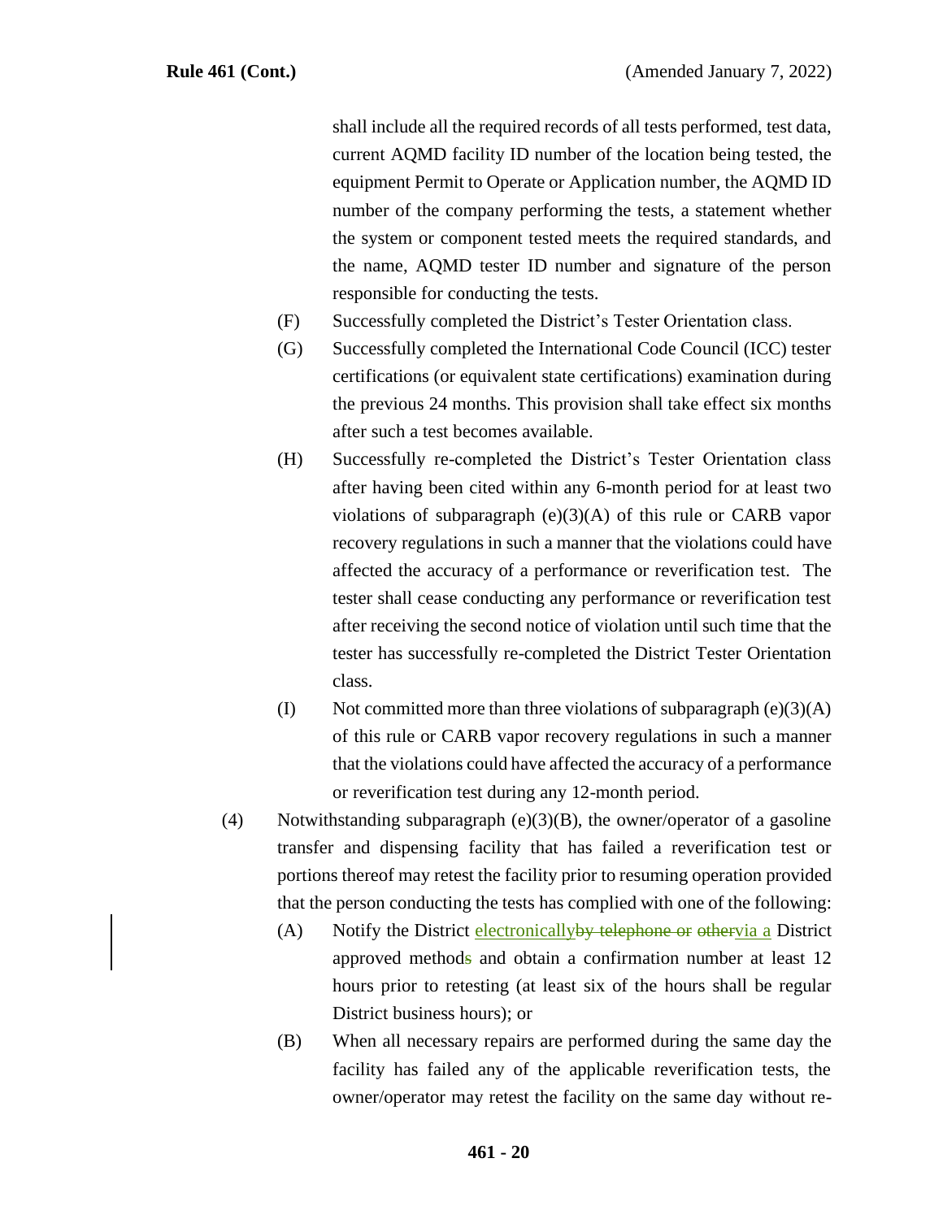shall include all the required records of all tests performed, test data, current AQMD facility ID number of the location being tested, the equipment Permit to Operate or Application number, the AQMD ID number of the company performing the tests, a statement whether the system or component tested meets the required standards, and the name, AQMD tester ID number and signature of the person responsible for conducting the tests.

(F) Successfully completed the District's Tester Orientation class.

(G) Successfully completed the International Code Council (ICC) tester certifications (or equivalent state certifications) examination during the previous 24 months. This provision shall take effect six months after such a test becomes available.

(H) Successfully re-completed the District's Tester Orientation class after having been cited within any 6-month period for at least two violations of subparagraph (e)(3)(A) of this rule or CARB vapor recovery regulations in such a manner that the violations could have affected the accuracy of a performance or reverification test. The tester shall cease conducting any performance or reverification test after receiving the second notice of violation until such time that the tester has successfully re-completed the District Tester Orientation class.

(I) Not committed more than three violations of subparagraph (e)(3)(A) of this rule or CARB vapor recovery regulations in such a manner that the violations could have affected the accuracy of a performance or reverification test during any 12-month period.

(4) Notwithstanding subparagraph (e)(3)(B), the owner/operator of a gasoline transfer and dispensing facility that has failed a reverification test or portions thereof may retest the facility prior to resuming operation provided that the person conducting the tests has complied with one of the following:

(A) Notify the District electronically~~by telephone or~~ ~~other~~via a District approved method~~s~~ and obtain a confirmation number at least 12 hours prior to retesting (at least six of the hours shall be regular District business hours); or

(B) When all necessary repairs are performed during the same day the facility has failed any of the applicable reverification tests, the owner/operator may retest the facility on the same day without re-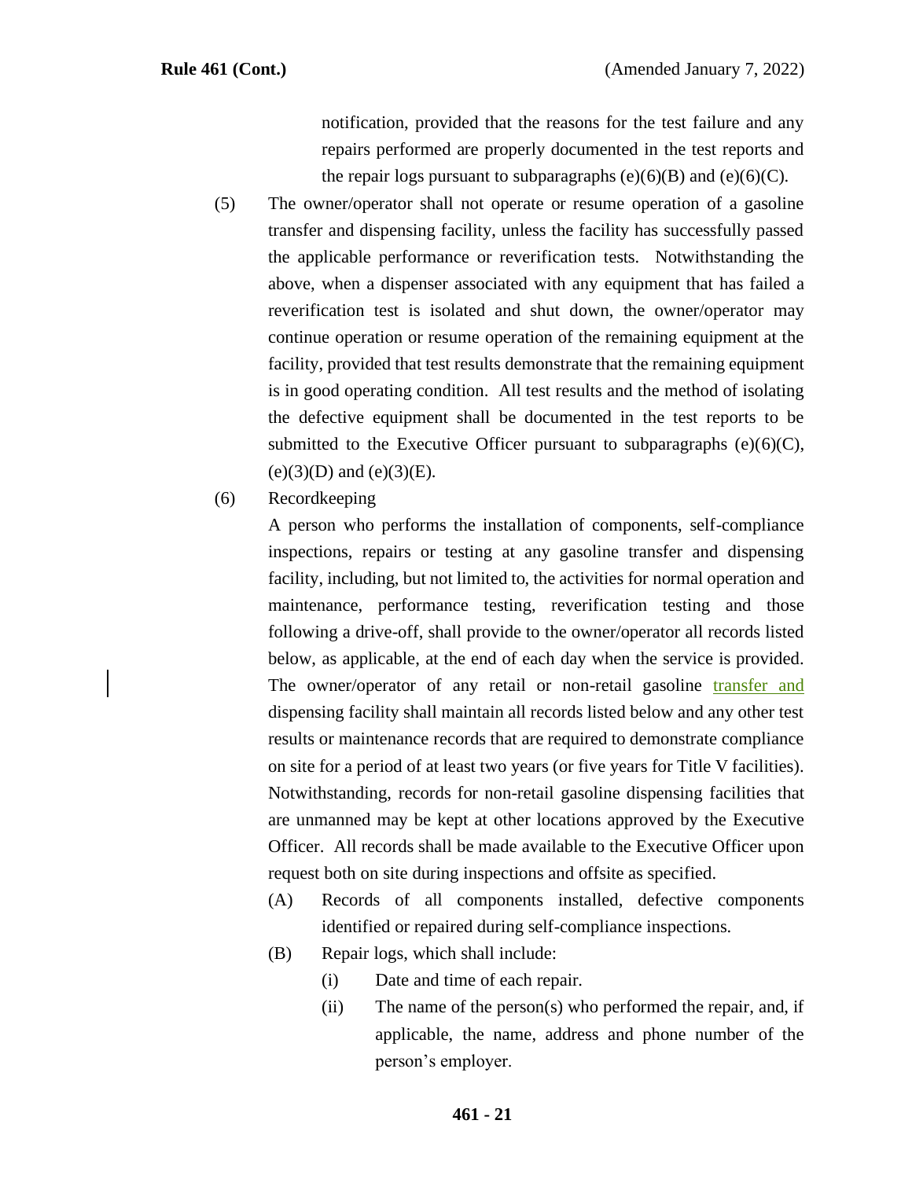notification, provided that the reasons for the test failure and any repairs performed are properly documented in the test reports and the repair logs pursuant to subparagraphs (e)(6)(B) and (e)(6)(C).

(5) The owner/operator shall not operate or resume operation of a gasoline transfer and dispensing facility, unless the facility has successfully passed the applicable performance or reverification tests. Notwithstanding the above, when a dispenser associated with any equipment that has failed a reverification test is isolated and shut down, the owner/operator may continue operation or resume operation of the remaining equipment at the facility, provided that test results demonstrate that the remaining equipment is in good operating condition. All test results and the method of isolating the defective equipment shall be documented in the test reports to be submitted to the Executive Officer pursuant to subparagraphs (e)(6)(C), (e)(3)(D) and (e)(3)(E).

(6) Recordkeeping

A person who performs the installation of components, self-compliance inspections, repairs or testing at any gasoline transfer and dispensing facility, including, but not limited to, the activities for normal operation and maintenance, performance testing, reverification testing and those following a drive-off, shall provide to the owner/operator all records listed below, as applicable, at the end of each day when the service is provided. The owner/operator of any retail or non-retail gasoline transfer and dispensing facility shall maintain all records listed below and any other test results or maintenance records that are required to demonstrate compliance on site for a period of at least two years (or five years for Title V facilities). Notwithstanding, records for non-retail gasoline dispensing facilities that are unmanned may be kept at other locations approved by the Executive Officer. All records shall be made available to the Executive Officer upon request both on site during inspections and offsite as specified.

(A) Records of all components installed, defective components identified or repaired during self-compliance inspections.

(B) Repair logs, which shall include:

(i) Date and time of each repair.

(ii) The name of the person(s) who performed the repair, and, if applicable, the name, address and phone number of the person's employer.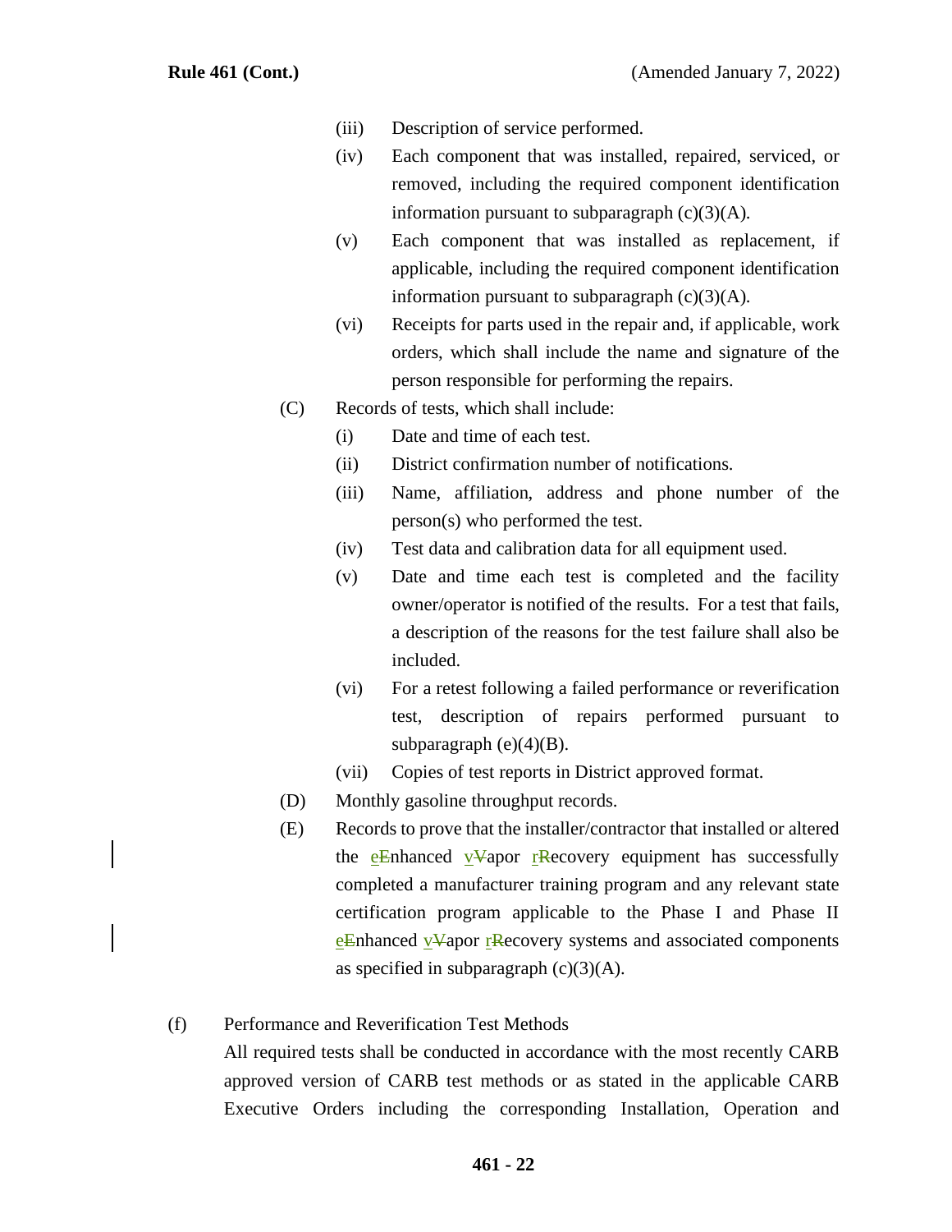(iii) Description of service performed.

(iv) Each component that was installed, repaired, serviced, or removed, including the required component identification information pursuant to subparagraph (c)(3)(A).

(v) Each component that was installed as replacement, if applicable, including the required component identification information pursuant to subparagraph (c)(3)(A).

(vi) Receipts for parts used in the repair and, if applicable, work orders, which shall include the name and signature of the person responsible for performing the repairs.

(C) Records of tests, which shall include:

(i) Date and time of each test.

(ii) District confirmation number of notifications.

(iii) Name, affiliation, address and phone number of the person(s) who performed the test.

(iv) Test data and calibration data for all equipment used.

(v) Date and time each test is completed and the facility owner/operator is notified of the results. For a test that fails, a description of the reasons for the test failure shall also be included.

(vi) For a retest following a failed performance or reverification test, description of repairs performed pursuant to subparagraph (e)(4)(B).

(vii) Copies of test reports in District approved format.

(D) Monthly gasoline throughput records.

(E) Records to prove that the installer/contractor that installed or altered the e~~E~~nhanced v~~V~~apor r~~R~~ecovery equipment has successfully completed a manufacturer training program and any relevant state certification program applicable to the Phase I and Phase II e~~E~~nhanced v~~V~~apor r~~R~~ecovery systems and associated components as specified in subparagraph (c)(3)(A).

(f) Performance and Reverification Test Methods

All required tests shall be conducted in accordance with the most recently CARB approved version of CARB test methods or as stated in the applicable CARB Executive Orders including the corresponding Installation, Operation and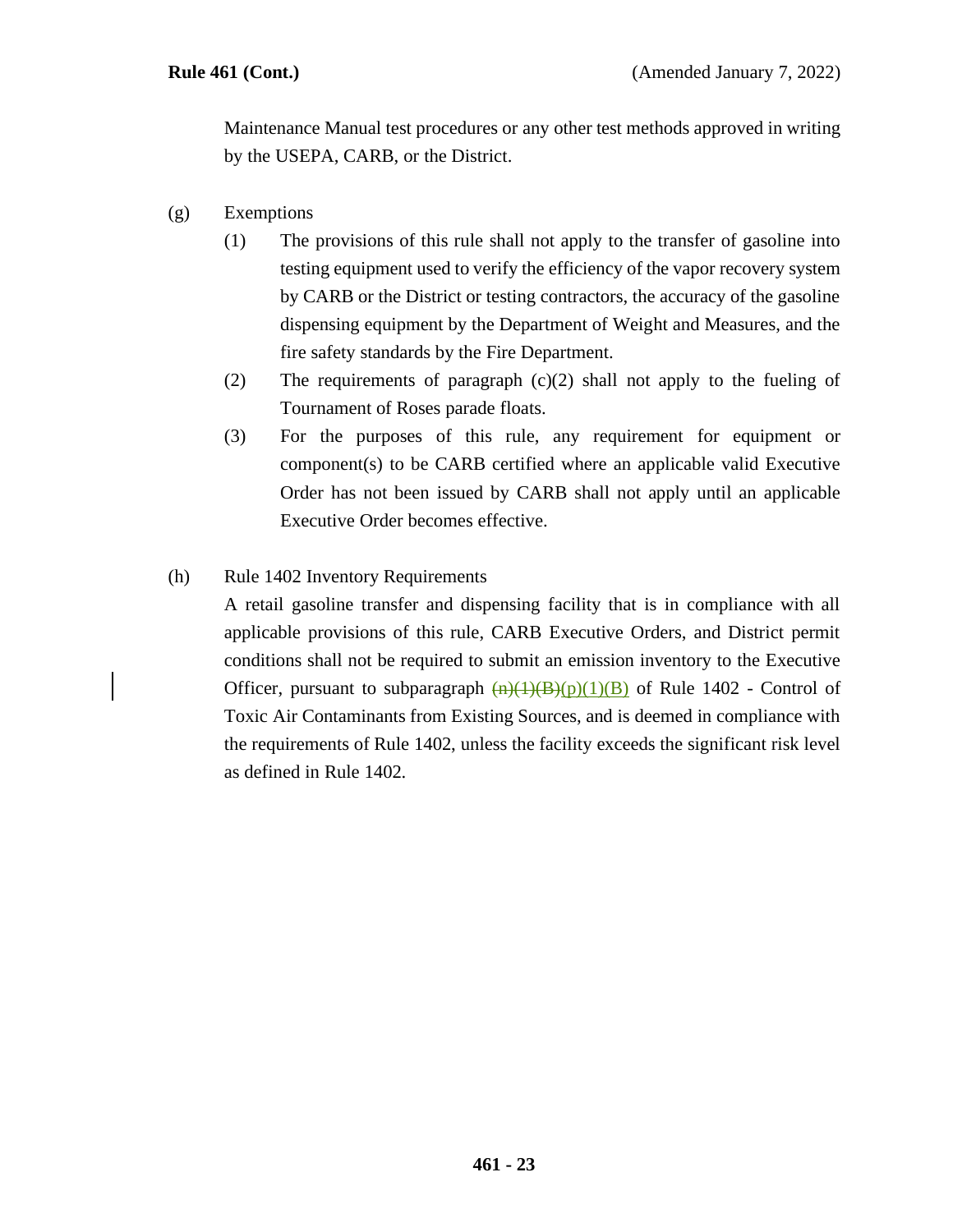Maintenance Manual test procedures or any other test methods approved in writing by the USEPA, CARB, or the District.

(g) Exemptions

(1) The provisions of this rule shall not apply to the transfer of gasoline into testing equipment used to verify the efficiency of the vapor recovery system by CARB or the District or testing contractors, the accuracy of the gasoline dispensing equipment by the Department of Weight and Measures, and the fire safety standards by the Fire Department.

(2) The requirements of paragraph (c)(2) shall not apply to the fueling of Tournament of Roses parade floats.

(3) For the purposes of this rule, any requirement for equipment or component(s) to be CARB certified where an applicable valid Executive Order has not been issued by CARB shall not apply until an applicable Executive Order becomes effective.

(h) Rule 1402 Inventory Requirements

A retail gasoline transfer and dispensing facility that is in compliance with all applicable provisions of this rule, CARB Executive Orders, and District permit conditions shall not be required to submit an emission inventory to the Executive Officer, pursuant to subparagraph ~~(n)(1)(B)~~(p)(1)(B) of Rule 1402 - Control of Toxic Air Contaminants from Existing Sources, and is deemed in compliance with the requirements of Rule 1402, unless the facility exceeds the significant risk level as defined in Rule 1402.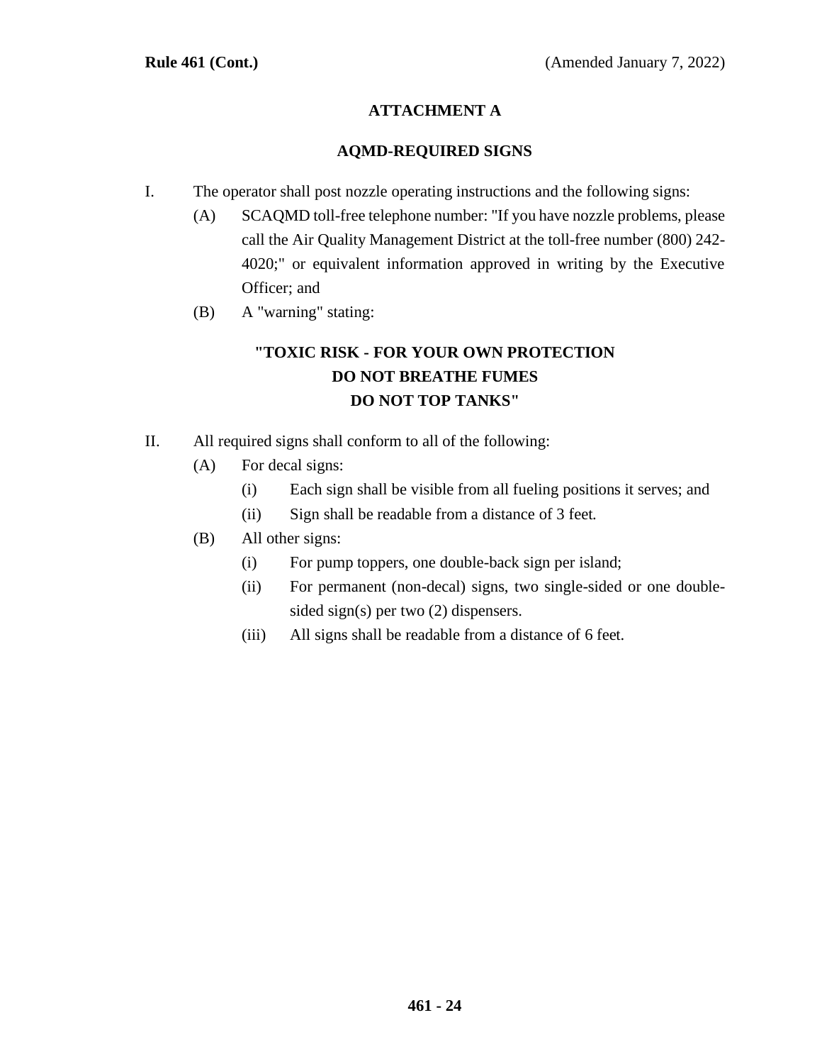# ATTACHMENT A

## AQMD-REQUIRED SIGNS

I. The operator shall post nozzle operating instructions and the following signs:

   (A) SCAQMD toll-free telephone number: "If you have nozzle problems, please call the Air Quality Management District at the toll-free number (800) 242-4020;" or equivalent information approved in writing by the Executive Officer; and

   (B) A "warning" stating:

**"TOXIC RISK - FOR YOUR OWN PROTECTION**
**DO NOT BREATHE FUMES**
**DO NOT TOP TANKS"**

II. All required signs shall conform to all of the following:

   (A) For decal signs:

      (i) Each sign shall be visible from all fueling positions it serves; and

      (ii) Sign shall be readable from a distance of 3 feet.

   (B) All other signs:

      (i) For pump toppers, one double-back sign per island;

      (ii) For permanent (non-decal) signs, two single-sided or one double-sided sign(s) per two (2) dispensers.

      (iii) All signs shall be readable from a distance of 6 feet.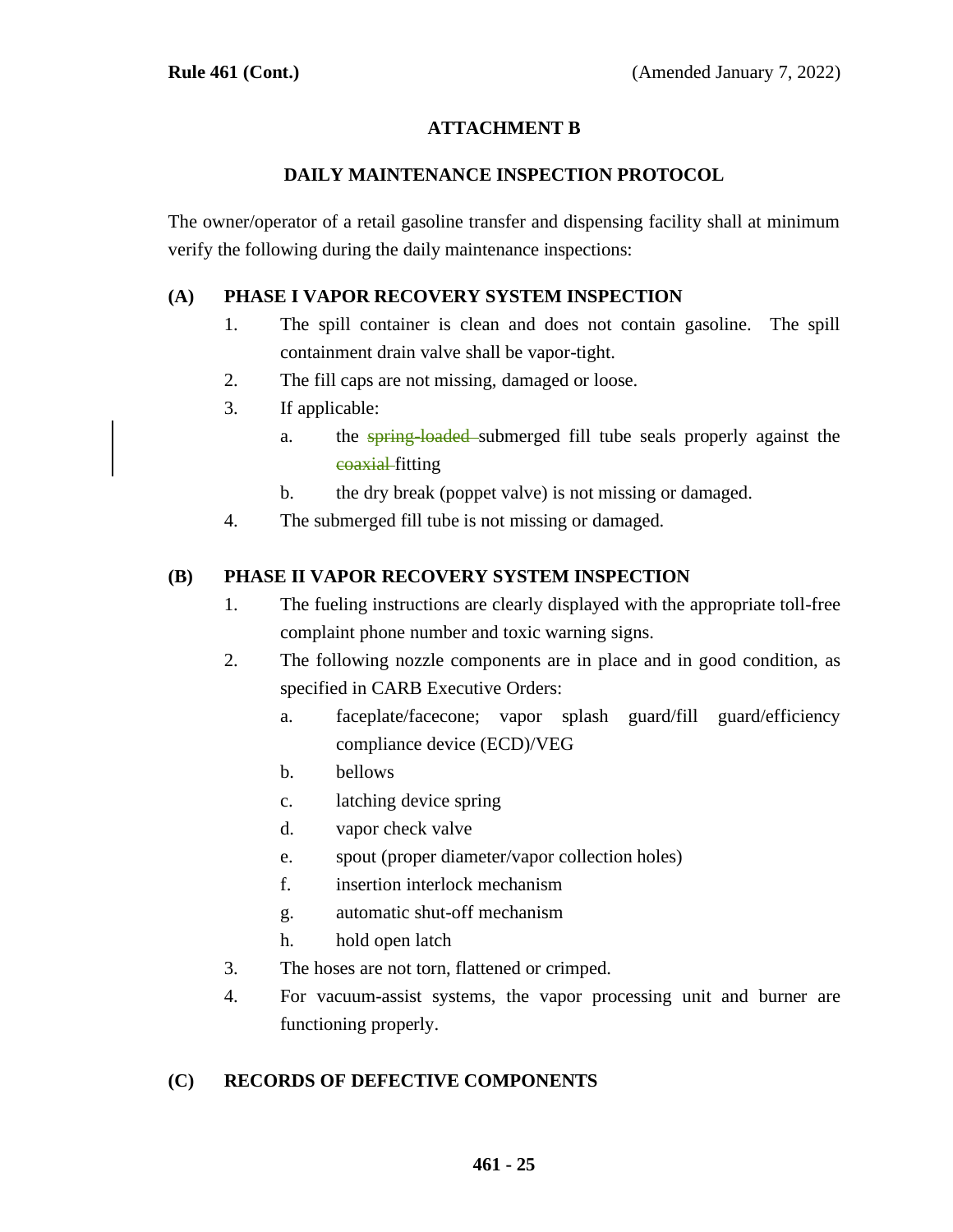## ATTACHMENT B

### DAILY MAINTENANCE INSPECTION PROTOCOL

The owner/operator of a retail gasoline transfer and dispensing facility shall at minimum verify the following during the daily maintenance inspections:

**(A) PHASE I VAPOR RECOVERY SYSTEM INSPECTION**

1. The spill container is clean and does not contain gasoline. The spill containment drain valve shall be vapor-tight.
2. The fill caps are not missing, damaged or loose.
3. If applicable:
   a. the ~~spring-loaded~~ submerged fill tube seals properly against the ~~coaxial~~ fitting
   b. the dry break (poppet valve) is not missing or damaged.
4. The submerged fill tube is not missing or damaged.

**(B) PHASE II VAPOR RECOVERY SYSTEM INSPECTION**

1. The fueling instructions are clearly displayed with the appropriate toll-free complaint phone number and toxic warning signs.
2. The following nozzle components are in place and in good condition, as specified in CARB Executive Orders:
   a. faceplate/facecone; vapor splash guard/fill guard/efficiency compliance device (ECD)/VEG
   b. bellows
   c. latching device spring
   d. vapor check valve
   e. spout (proper diameter/vapor collection holes)
   f. insertion interlock mechanism
   g. automatic shut-off mechanism
   h. hold open latch
3. The hoses are not torn, flattened or crimped.
4. For vacuum-assist systems, the vapor processing unit and burner are functioning properly.

**(C) RECORDS OF DEFECTIVE COMPONENTS**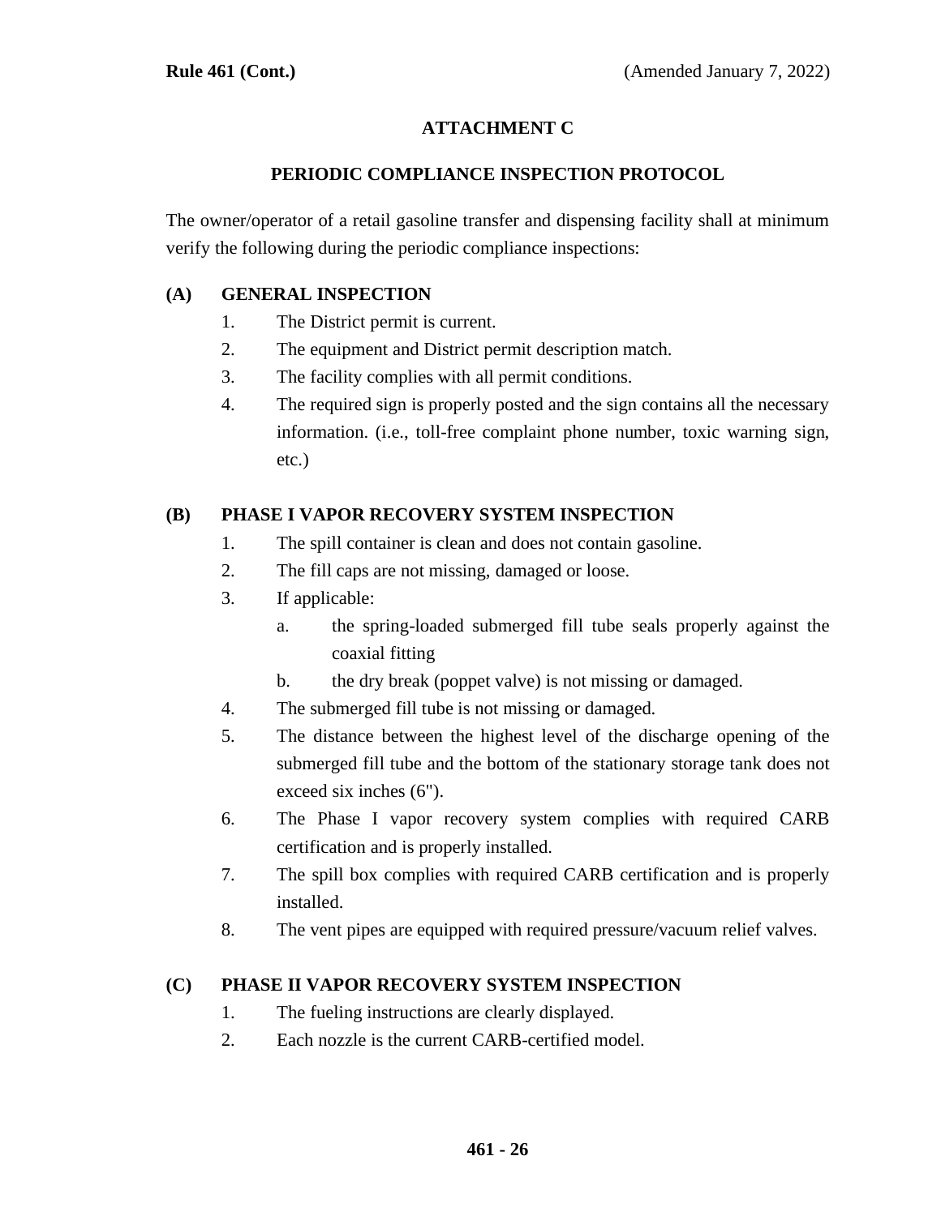## ATTACHMENT C

## PERIODIC COMPLIANCE INSPECTION PROTOCOL

The owner/operator of a retail gasoline transfer and dispensing facility shall at minimum verify the following during the periodic compliance inspections:

### (A) GENERAL INSPECTION

1. The District permit is current.
2. The equipment and District permit description match.
3. The facility complies with all permit conditions.
4. The required sign is properly posted and the sign contains all the necessary information. (i.e., toll-free complaint phone number, toxic warning sign, etc.)

### (B) PHASE I VAPOR RECOVERY SYSTEM INSPECTION

1. The spill container is clean and does not contain gasoline.
2. The fill caps are not missing, damaged or loose.
3. If applicable:
   a. the spring-loaded submerged fill tube seals properly against the coaxial fitting
   b. the dry break (poppet valve) is not missing or damaged.
4. The submerged fill tube is not missing or damaged.
5. The distance between the highest level of the discharge opening of the submerged fill tube and the bottom of the stationary storage tank does not exceed six inches (6").
6. The Phase I vapor recovery system complies with required CARB certification and is properly installed.
7. The spill box complies with required CARB certification and is properly installed.
8. The vent pipes are equipped with required pressure/vacuum relief valves.

### (C) PHASE II VAPOR RECOVERY SYSTEM INSPECTION

1. The fueling instructions are clearly displayed.
2. Each nozzle is the current CARB-certified model.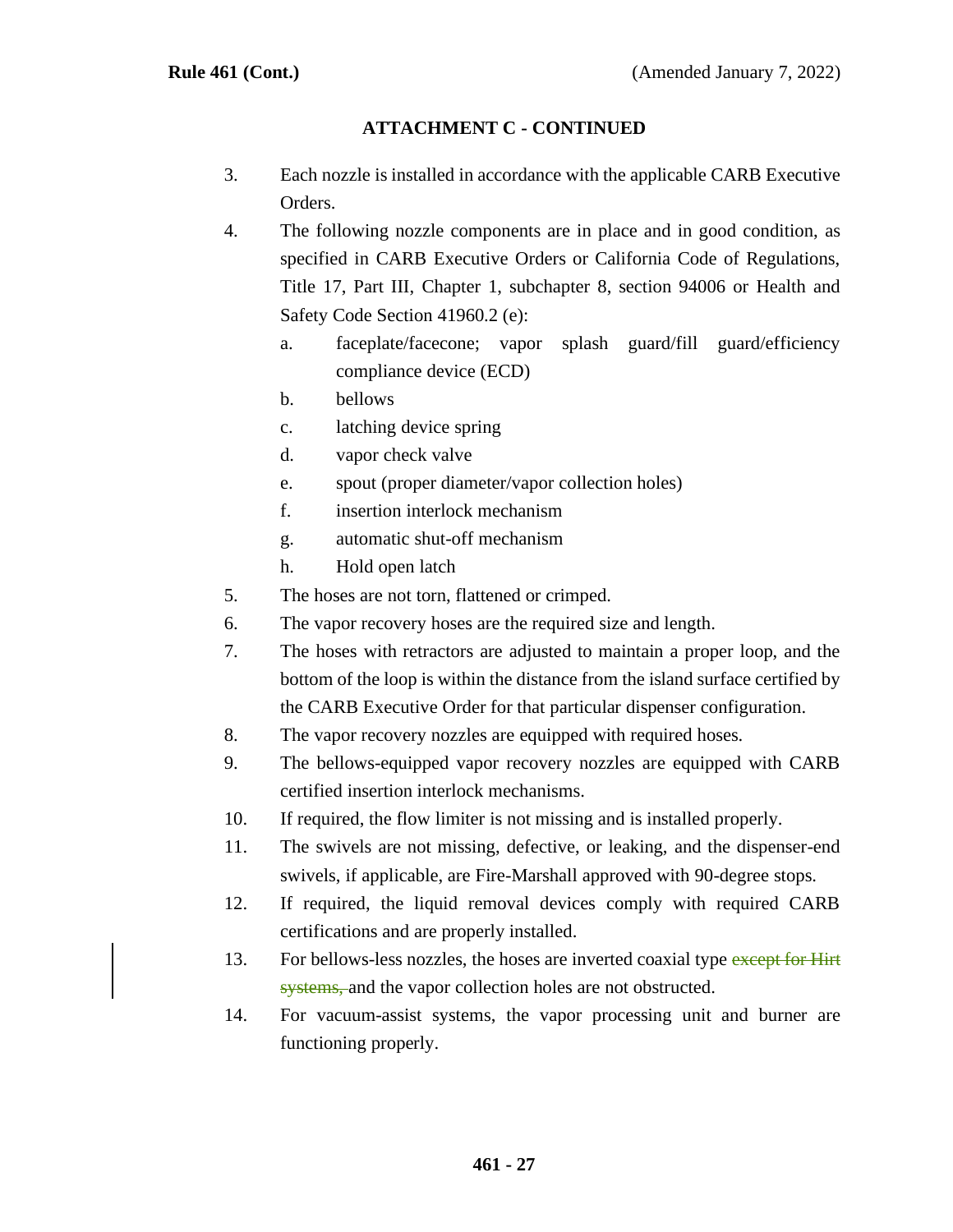## ATTACHMENT C - CONTINUED

3. Each nozzle is installed in accordance with the applicable CARB Executive Orders.
4. The following nozzle components are in place and in good condition, as specified in CARB Executive Orders or California Code of Regulations, Title 17, Part III, Chapter 1, subchapter 8, section 94006 or Health and Safety Code Section 41960.2 (e):
   a. faceplate/facecone; vapor splash guard/fill guard/efficiency compliance device (ECD)
   b. bellows
   c. latching device spring
   d. vapor check valve
   e. spout (proper diameter/vapor collection holes)
   f. insertion interlock mechanism
   g. automatic shut-off mechanism
   h. Hold open latch
5. The hoses are not torn, flattened or crimped.
6. The vapor recovery hoses are the required size and length.
7. The hoses with retractors are adjusted to maintain a proper loop, and the bottom of the loop is within the distance from the island surface certified by the CARB Executive Order for that particular dispenser configuration.
8. The vapor recovery nozzles are equipped with required hoses.
9. The bellows-equipped vapor recovery nozzles are equipped with CARB certified insertion interlock mechanisms.
10. If required, the flow limiter is not missing and is installed properly.
11. The swivels are not missing, defective, or leaking, and the dispenser-end swivels, if applicable, are Fire-Marshall approved with 90-degree stops.
12. If required, the liquid removal devices comply with required CARB certifications and are properly installed.
13. For bellows-less nozzles, the hoses are inverted coaxial type ~~except for Hirt systems,~~ and the vapor collection holes are not obstructed.
14. For vacuum-assist systems, the vapor processing unit and burner are functioning properly.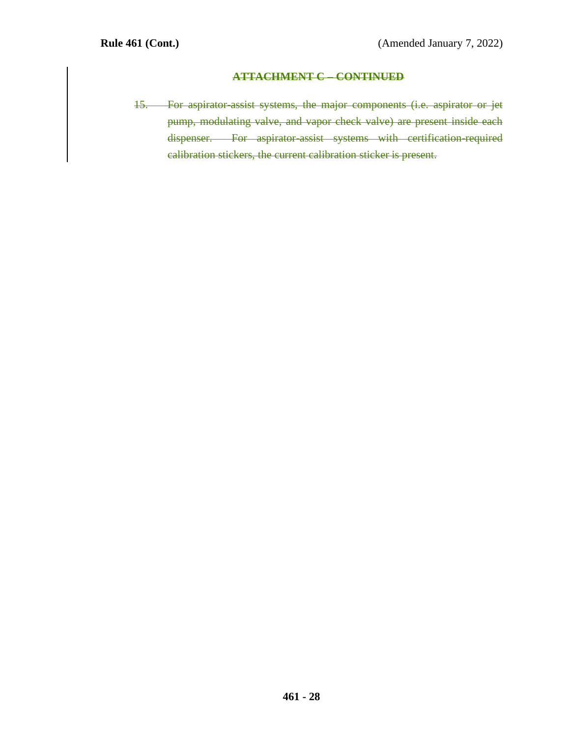## ATTACHMENT C – CONTINUED

15. For aspirator-assist systems, the major components (i.e. aspirator or jet pump, modulating valve, and vapor check valve) are present inside each dispenser. For aspirator-assist systems with certification-required calibration stickers, the current calibration sticker is present.